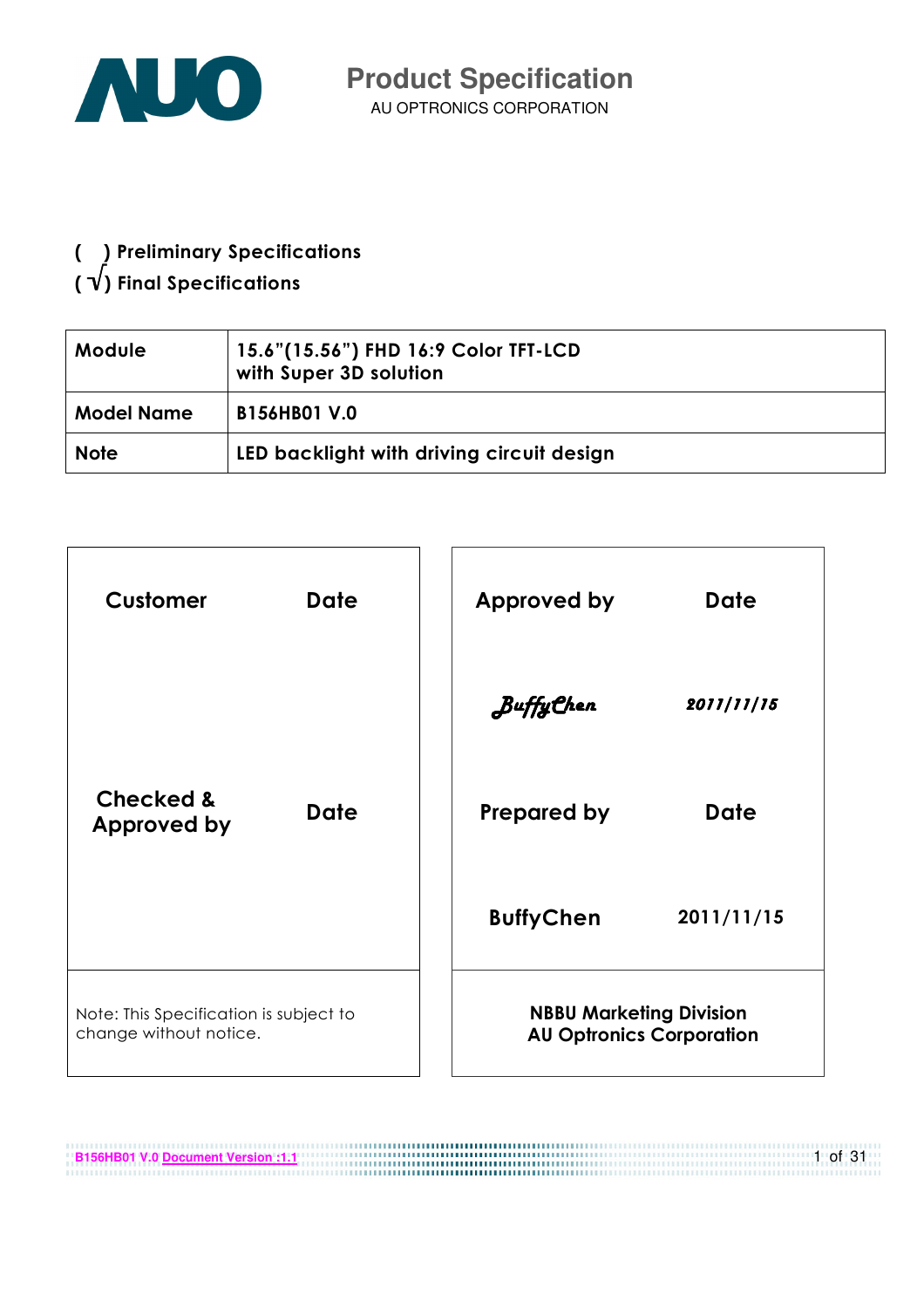# Product Specification

AU OPTRONICS CORPORATION

( ) Preliminary Specifications

( √ ) Final Specifications

| Module | 15.6"(15.56") FHD 16:9 Color TFT-LCD with Super 3D solution |
|---|---|
| Model Name | B156HB01 V.0 |
| Note | LED backlight with driving circuit design |

| Customer | Date | Approved by | Date |
|---|---|---|---|
| | | BuffyChen | 2011/11/15 |
| Checked & Approved by | Date | Prepared by | Date |
| | | BuffyChen | 2011/11/15 |
| Note: This Specification is subject to change without notice. | | NBBU Marketing Division AU Optronics Corporation | |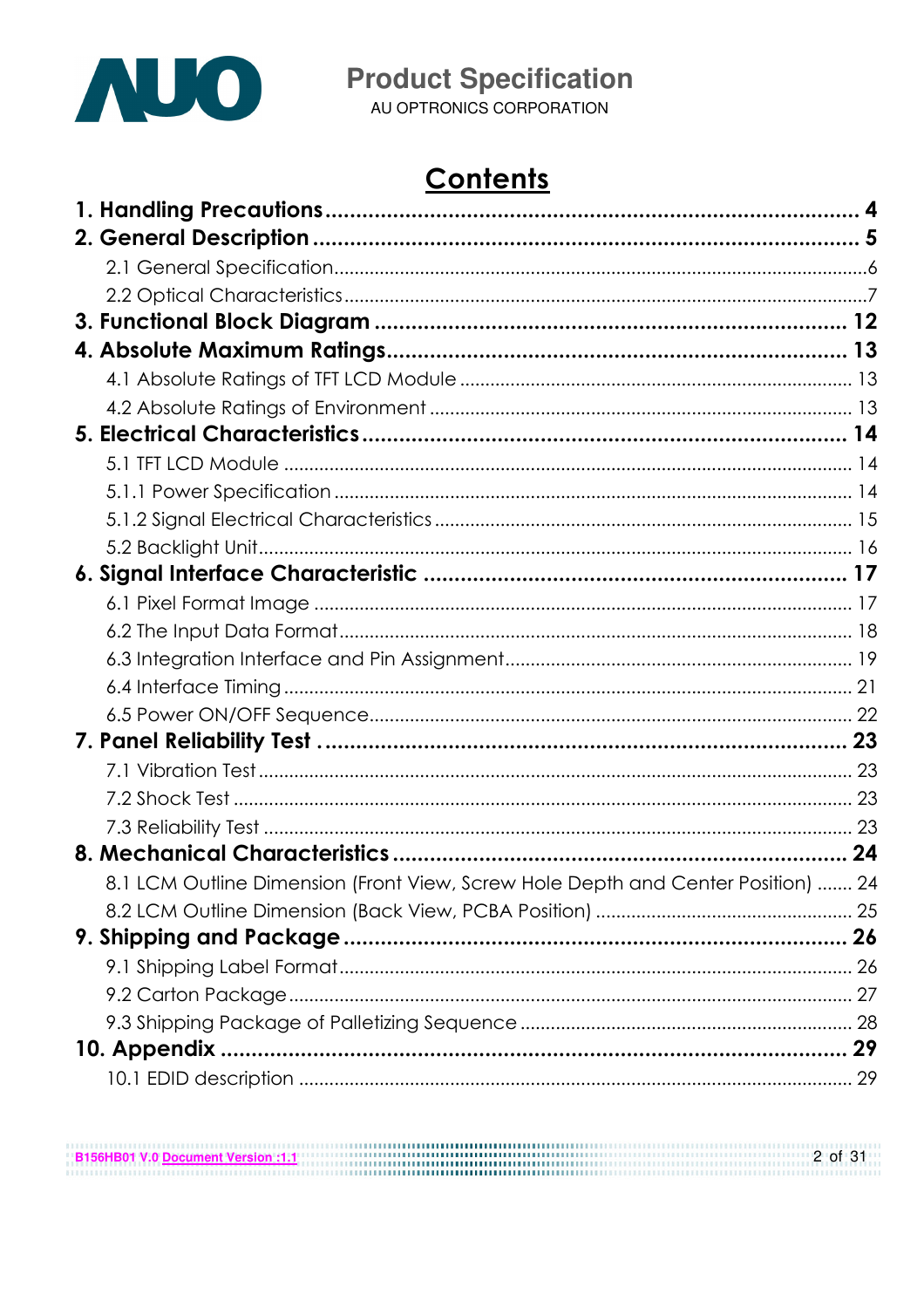# Contents

**1. Handling Precautions** ........................................................................................ **4**

**2. General Description** ........................................................................................ **5**

2.1 General Specification........................................................................................6

2.2 Optical Characteristics........................................................................................7

**3. Functional Block Diagram** ........................................................................................ **12**

**4. Absolute Maximum Ratings**........................................................................................ **13**

4.1 Absolute Ratings of TFT LCD Module ........................................................................................ 13

4.2 Absolute Ratings of Environment ........................................................................................ 13

**5. Electrical Characteristics**........................................................................................ **14**

5.1 TFT LCD Module ........................................................................................ 14

5.1.1 Power Specification ........................................................................................ 14

5.1.2 Signal Electrical Characteristics ........................................................................................ 15

5.2 Backlight Unit........................................................................................ 16

**6. Signal Interface Characteristic** ........................................................................................ **17**

6.1 Pixel Format Image ........................................................................................ 17

6.2 The Input Data Format........................................................................................ 18

6.3 Integration Interface and Pin Assignment........................................................................................ 19

6.4 Interface Timing ........................................................................................ 21

6.5 Power ON/OFF Sequence........................................................................................ 22

**7. Panel Reliability Test** ........................................................................................ **23**

7.1 Vibration Test ........................................................................................ 23

7.2 Shock Test ........................................................................................ 23

7.3 Reliability Test ........................................................................................ 23

**8. Mechanical Characteristics**........................................................................................ **24**

8.1 LCM Outline Dimension (Front View, Screw Hole Depth and Center Position) ....... 24

8.2 LCM Outline Dimension (Back View, PCBA Position) ........................................................................................ 25

**9. Shipping and Package**........................................................................................ **26**

9.1 Shipping Label Format........................................................................................ 26

9.2 Carton Package........................................................................................ 27

9.3 Shipping Package of Palletizing Sequence ........................................................................................ 28

**10. Appendix** ........................................................................................ **29**

10.1 EDID description ........................................................................................ 29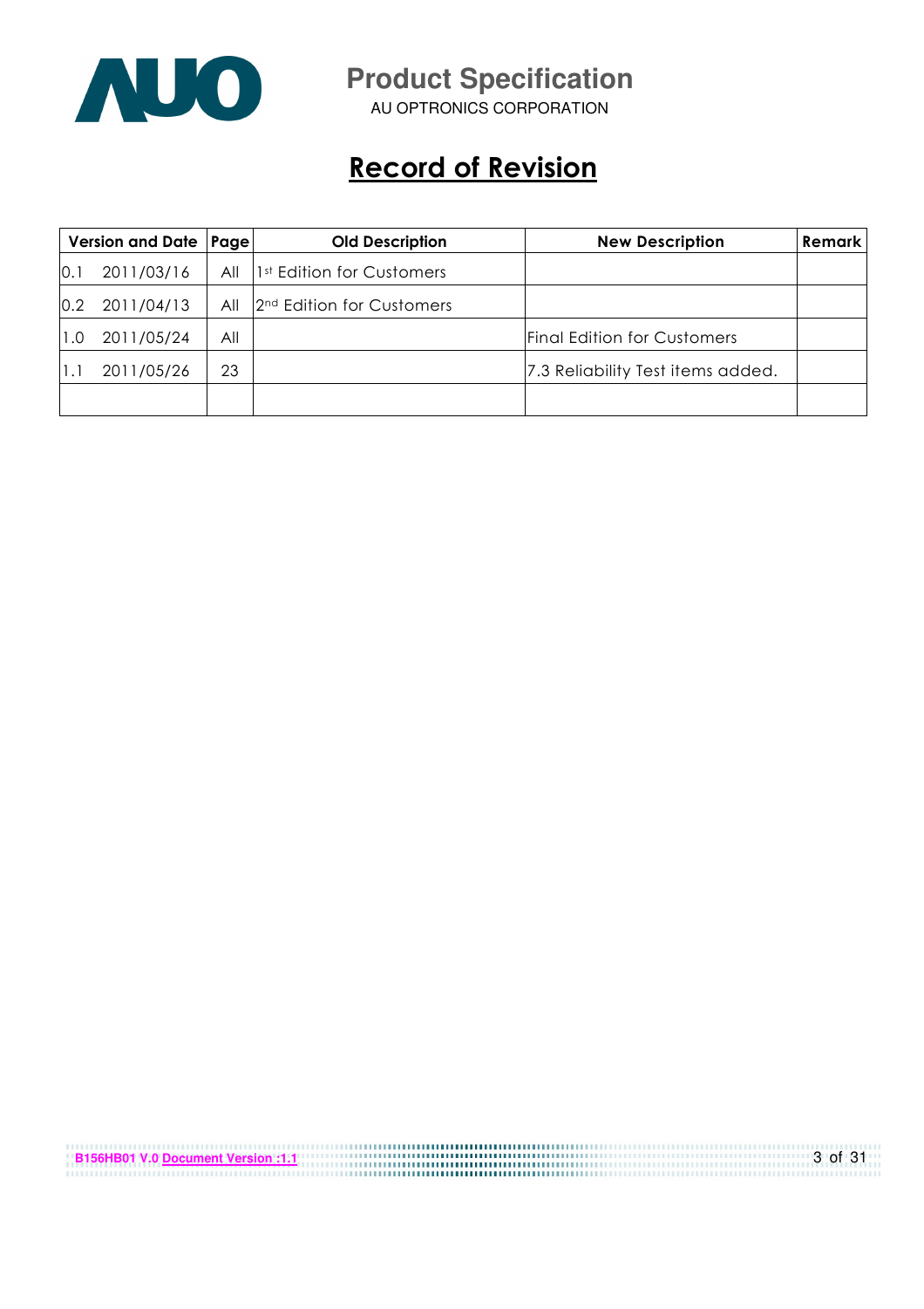# Record of Revision

| Version and Date | | Page | Old Description | New Description | Remark |
|---|---|---|---|---|---|
| 0.1 | 2011/03/16 | All | 1st Edition for Customers | | |
| 0.2 | 2011/04/13 | All | 2nd Edition for Customers | | |
| 1.0 | 2011/05/24 | All | | Final Edition for Customers | |
| 1.1 | 2011/05/26 | 23 | | 7.3 Reliability Test items added. | |
| | | | | | |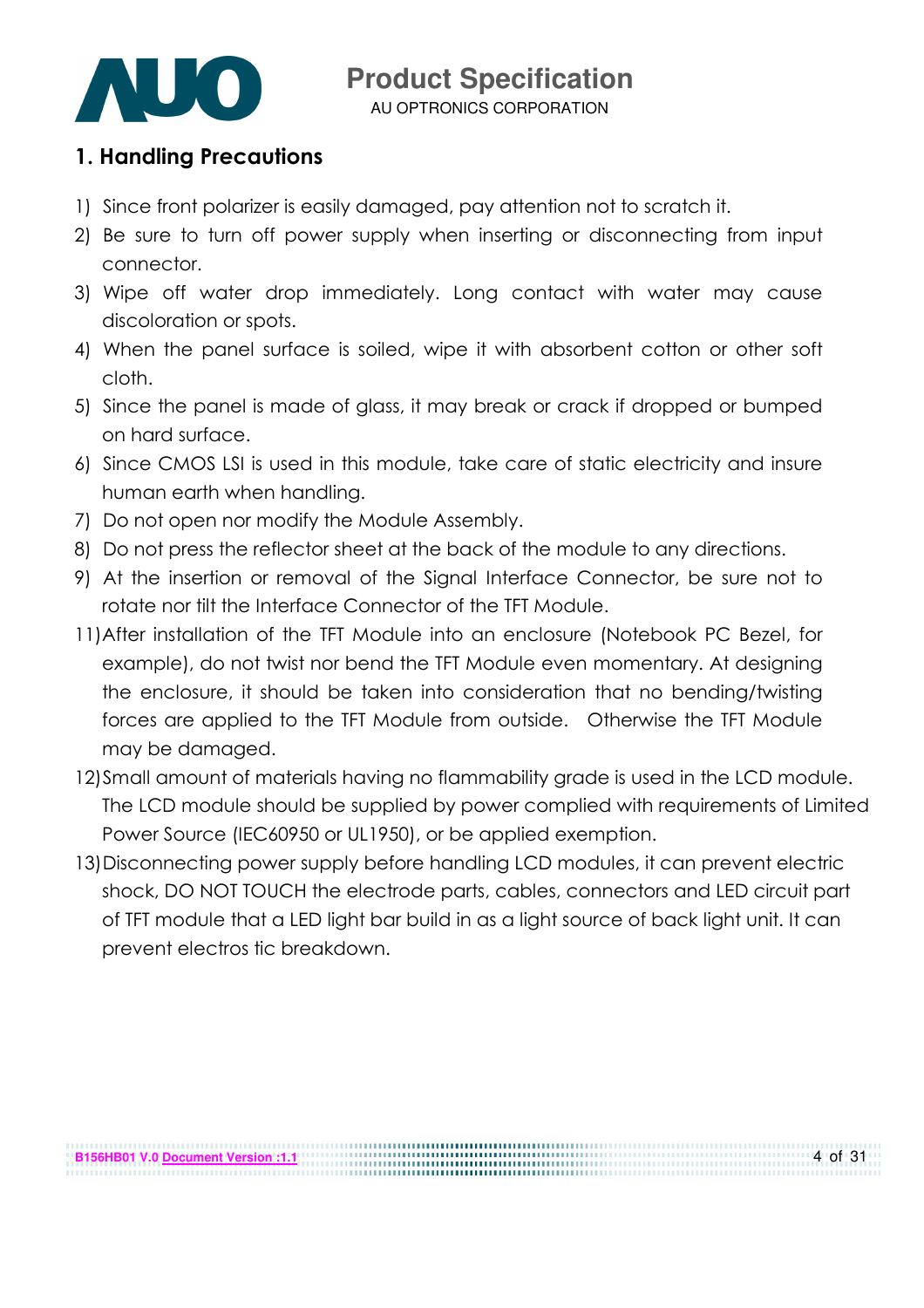## 1. Handling Precautions

1) Since front polarizer is easily damaged, pay attention not to scratch it.
2) Be sure to turn off power supply when inserting or disconnecting from input connector.
3) Wipe off water drop immediately. Long contact with water may cause discoloration or spots.
4) When the panel surface is soiled, wipe it with absorbent cotton or other soft cloth.
5) Since the panel is made of glass, it may break or crack if dropped or bumped on hard surface.
6) Since CMOS LSI is used in this module, take care of static electricity and insure human earth when handling.
7) Do not open nor modify the Module Assembly.
8) Do not press the reflector sheet at the back of the module to any directions.
9) At the insertion or removal of the Signal Interface Connector, be sure not to rotate nor tilt the Interface Connector of the TFT Module.

11) After installation of the TFT Module into an enclosure (Notebook PC Bezel, for example), do not twist nor bend the TFT Module even momentary. At designing the enclosure, it should be taken into consideration that no bending/twisting forces are applied to the TFT Module from outside. Otherwise the TFT Module may be damaged.
12) Small amount of materials having no flammability grade is used in the LCD module. The LCD module should be supplied by power complied with requirements of Limited Power Source (IEC60950 or UL1950), or be applied exemption.
13) Disconnecting power supply before handling LCD modules, it can prevent electric shock, DO NOT TOUCH the electrode parts, cables, connectors and LED circuit part of TFT module that a LED light bar build in as a light source of back light unit. It can prevent electros tic breakdown.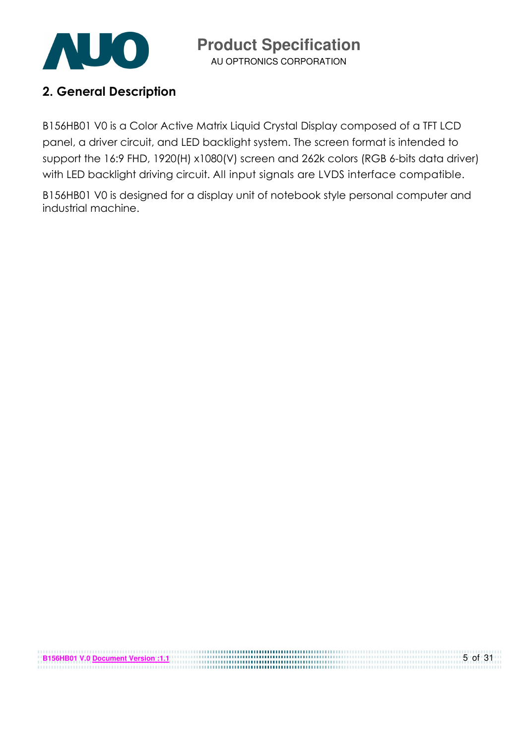## 2. General Description

B156HB01 V0 is a Color Active Matrix Liquid Crystal Display composed of a TFT LCD panel, a driver circuit, and LED backlight system. The screen format is intended to support the 16:9 FHD, 1920(H) x1080(V) screen and 262k colors (RGB 6-bits data driver) with LED backlight driving circuit. All input signals are LVDS interface compatible.

B156HB01 V0 is designed for a display unit of notebook style personal computer and industrial machine.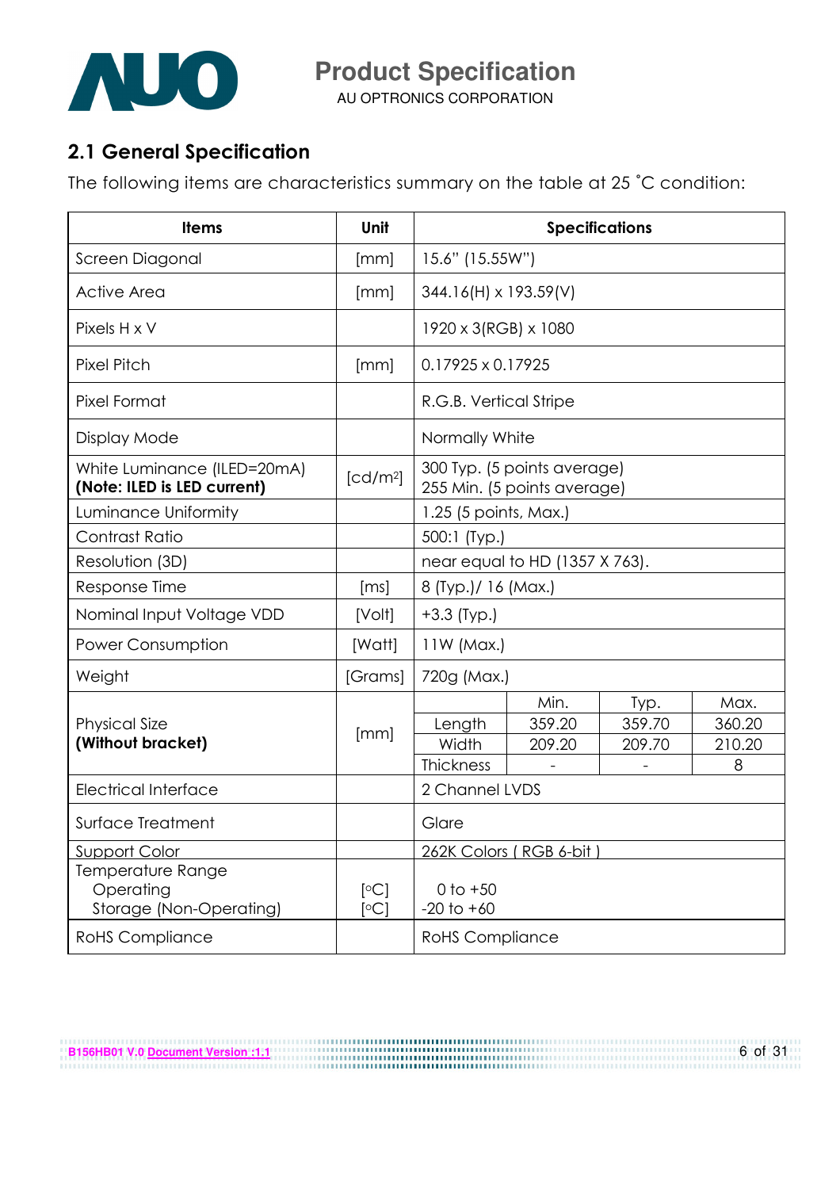## 2.1 General Specification

The following items are characteristics summary on the table at 25 °C condition:

| Items | Unit | Specifications | | | |
|---|---|---|---|---|---|
| Screen Diagonal | [mm] | 15.6" (15.55W") | | | |
| Active Area | [mm] | 344.16(H) x 193.59(V) | | | |
| Pixels H x V | | 1920 x 3(RGB) x 1080 | | | |
| Pixel Pitch | [mm] | 0.17925 x 0.17925 | | | |
| Pixel Format | | R.G.B. Vertical Stripe | | | |
| Display Mode | | Normally White | | | |
| White Luminance (ILED=20mA) **(Note: ILED is LED current)** | [cd/m²] | 300 Typ. (5 points average) 255 Min. (5 points average) | | | |
| Luminance Uniformity | | 1.25 (5 points, Max.) | | | |
| Contrast Ratio | | 500:1 (Typ.) | | | |
| Resolution (3D) | | near equal to HD (1357 X 763). | | | |
| Response Time | [ms] | 8 (Typ.)/ 16 (Max.) | | | |
| Nominal Input Voltage VDD | [Volt] | +3.3 (Typ.) | | | |
| Power Consumption | [Watt] | 11W (Max.) | | | |
| Weight | [Grams] | 720g (Max.) | | | |
| Physical Size **(Without bracket)** | [mm] | | Min. | Typ. | Max. |
| | | Length | 359.20 | 359.70 | 360.20 |
| | | Width | 209.20 | 209.70 | 210.20 |
| | | Thickness | - | - | 8 |
| Electrical Interface | | 2 Channel LVDS | | | |
| Surface Treatment | | Glare | | | |
| Support Color | | 262K Colors ( RGB 6-bit ) | | | |
| Temperature Range<br>Operating<br>Storage (Non-Operating) | [°C]<br>[°C] | 0 to +50<br>-20 to +60 | | | |
| RoHS Compliance | | RoHS Compliance | | | |

B156HB01 V.0 Document Version :1.1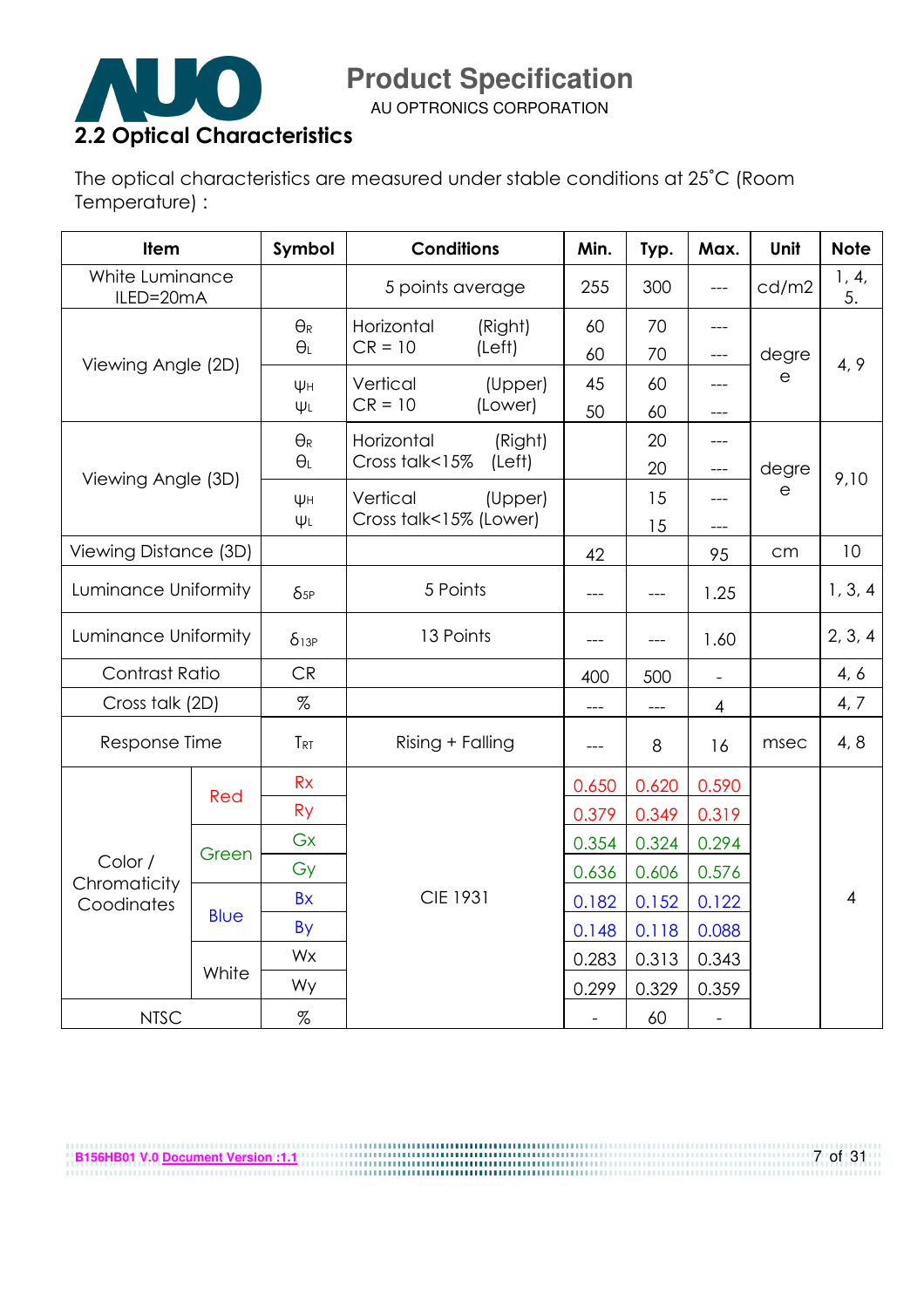## 2.2 Optical Characteristics

The optical characteristics are measured under stable conditions at 25˚C (Room Temperature) :

| Item | | Symbol | Conditions | Min. | Typ. | Max. | Unit | Note |
|---|---|---|---|---|---|---|---|---|
| White Luminance ILED=20mA | | | 5 points average | 255 | 300 | --- | cd/m2 | 1, 4, 5. |
| Viewing Angle (2D) | | $\theta_R$ | Horizontal (Right) CR = 10 | 60 | 70 | --- | degree | 4, 9 |
| | | $\theta_L$ | (Left) | 60 | 70 | --- | | |
| | | $\psi_H$ | Vertical (Upper) CR = 10 | 45 | 60 | --- | | |
| | | $\psi_L$ | (Lower) | 50 | 60 | --- | | |
| Viewing Angle (3D) | | $\theta_R$ | Horizontal (Right) Cross talk<15% | | 20 | --- | degree | 9,10 |
| | | $\theta_L$ | (Left) | | 20 | --- | | |
| | | $\psi_H$ | Vertical (Upper) Cross talk<15% | | 15 | --- | | |
| | | $\psi_L$ | (Lower) | | 15 | --- | | |
| Viewing Distance (3D) | | | | 42 | | 95 | cm | 10 |
| Luminance Uniformity | | $\delta_{5P}$ | 5 Points | --- | --- | 1.25 | | 1, 3, 4 |
| Luminance Uniformity | | $\delta_{13P}$ | 13 Points | --- | --- | 1.60 | | 2, 3, 4 |
| Contrast Ratio | | CR | | 400 | 500 | - | | 4, 6 |
| Cross talk (2D) | | % | | --- | --- | 4 | | 4, 7 |
| Response Time | | $T_{RT}$ | Rising + Falling | --- | 8 | 16 | msec | 4, 8 |
| Color / Chromaticity Coodinates | Red | Rx | CIE 1931 | 0.650 | 0.620 | 0.590 | | 4 |
| | | Ry | | 0.379 | 0.349 | 0.319 | | |
| | Green | Gx | | 0.354 | 0.324 | 0.294 | | |
| | | Gy | | 0.636 | 0.606 | 0.576 | | |
| | Blue | Bx | | 0.182 | 0.152 | 0.122 | | |
| | | By | | 0.148 | 0.118 | 0.088 | | |
| | White | Wx | | 0.283 | 0.313 | 0.343 | | |
| | | Wy | | 0.299 | 0.329 | 0.359 | | |
| NTSC | | % | | - | 60 | - | | |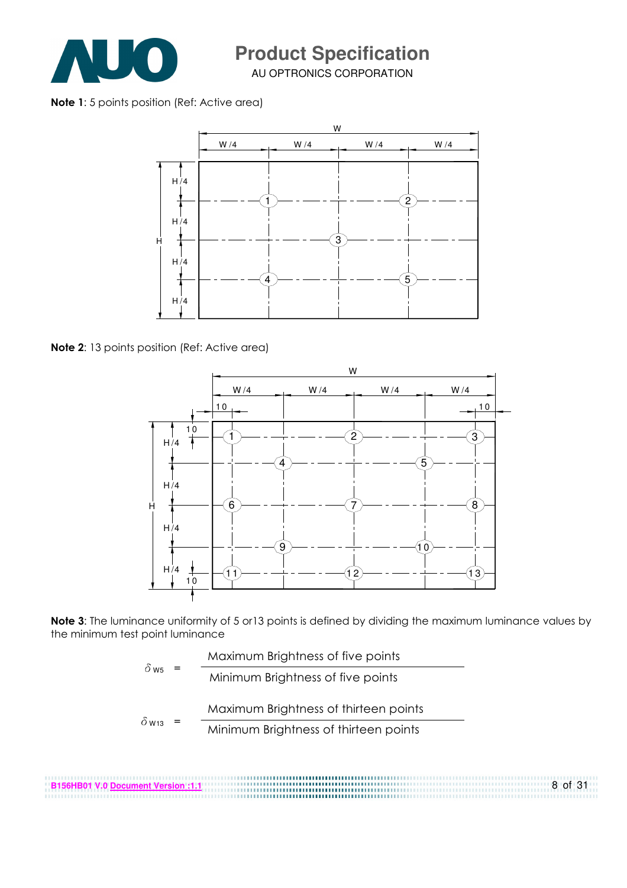**Note 1**: 5 points position (Ref: Active area)

**Note 2**: 13 points position (Ref: Active area)

**Note 3**: The luminance uniformity of 5 or13 points is defined by dividing the maximum luminance values by the minimum test point luminance

$$\delta_{W5} = \frac{\text{Maximum Brightness of five points}}{\text{Minimum Brightness of five points}}$$

$$\delta_{W13} = \frac{\text{Maximum Brightness of thirteen points}}{\text{Minimum Brightness of thirteen points}}$$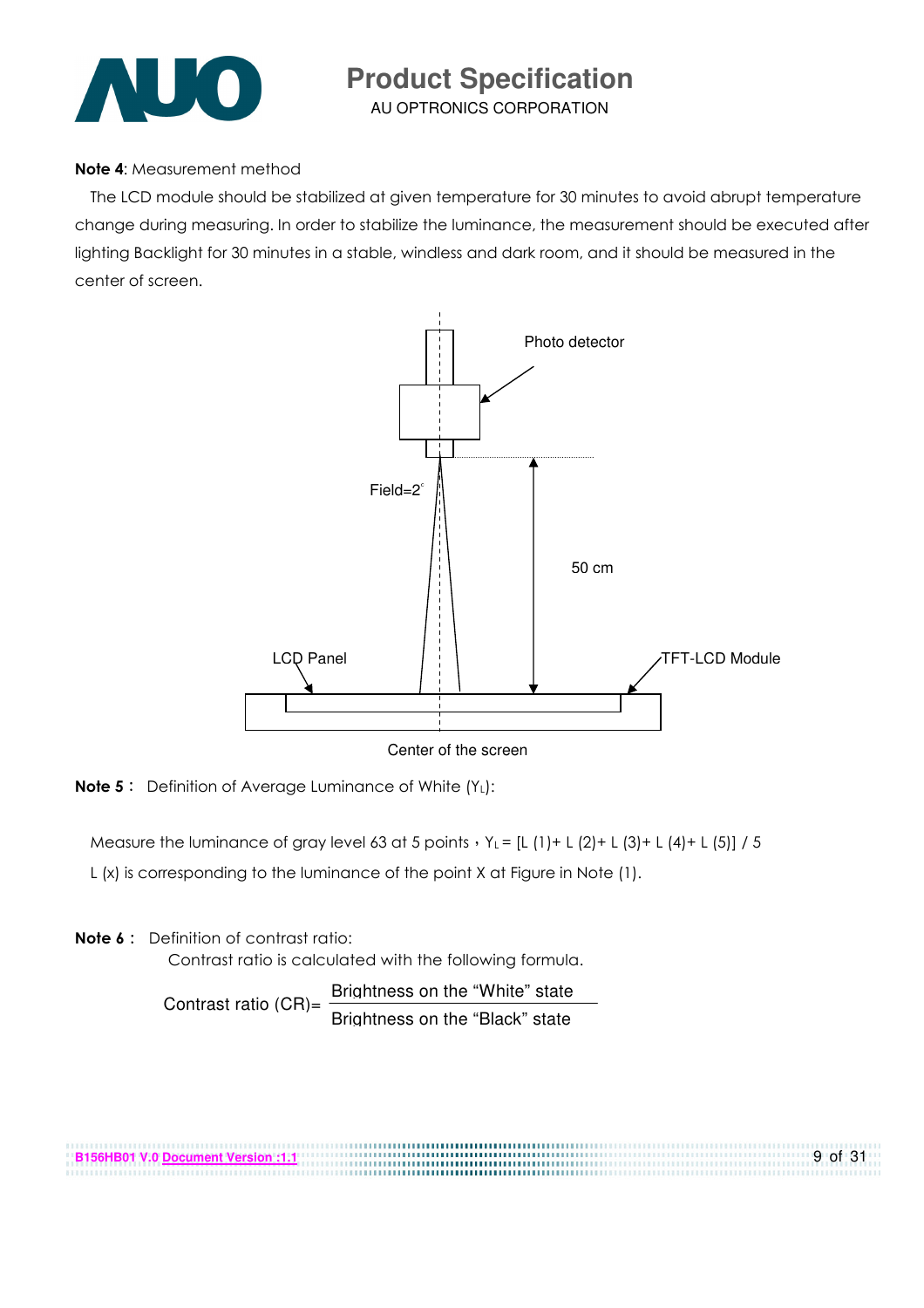**Note 4**: Measurement method

The LCD module should be stabilized at given temperature for 30 minutes to avoid abrupt temperature change during measuring. In order to stabilize the luminance, the measurement should be executed after lighting Backlight for 30 minutes in a stable, windless and dark room, and it should be measured in the center of screen.

Photo detector

Field=2°

50 cm

LCD Panel

TFT-LCD Module

Center of the screen

**Note 5**： Definition of Average Luminance of White ($Y_L$):

Measure the luminance of gray level 63 at 5 points，$Y_L$ = [L (1)+ L (2)+ L (3)+ L (4)+ L (5)] / 5

L (x) is corresponding to the luminance of the point X at Figure in Note (1).

**Note 6**： Definition of contrast ratio:

Contrast ratio is calculated with the following formula.

$$\text{Contrast ratio (CR)} = \frac{\text{Brightness on the “White” state}}{\text{Brightness on the “Black” state}}$$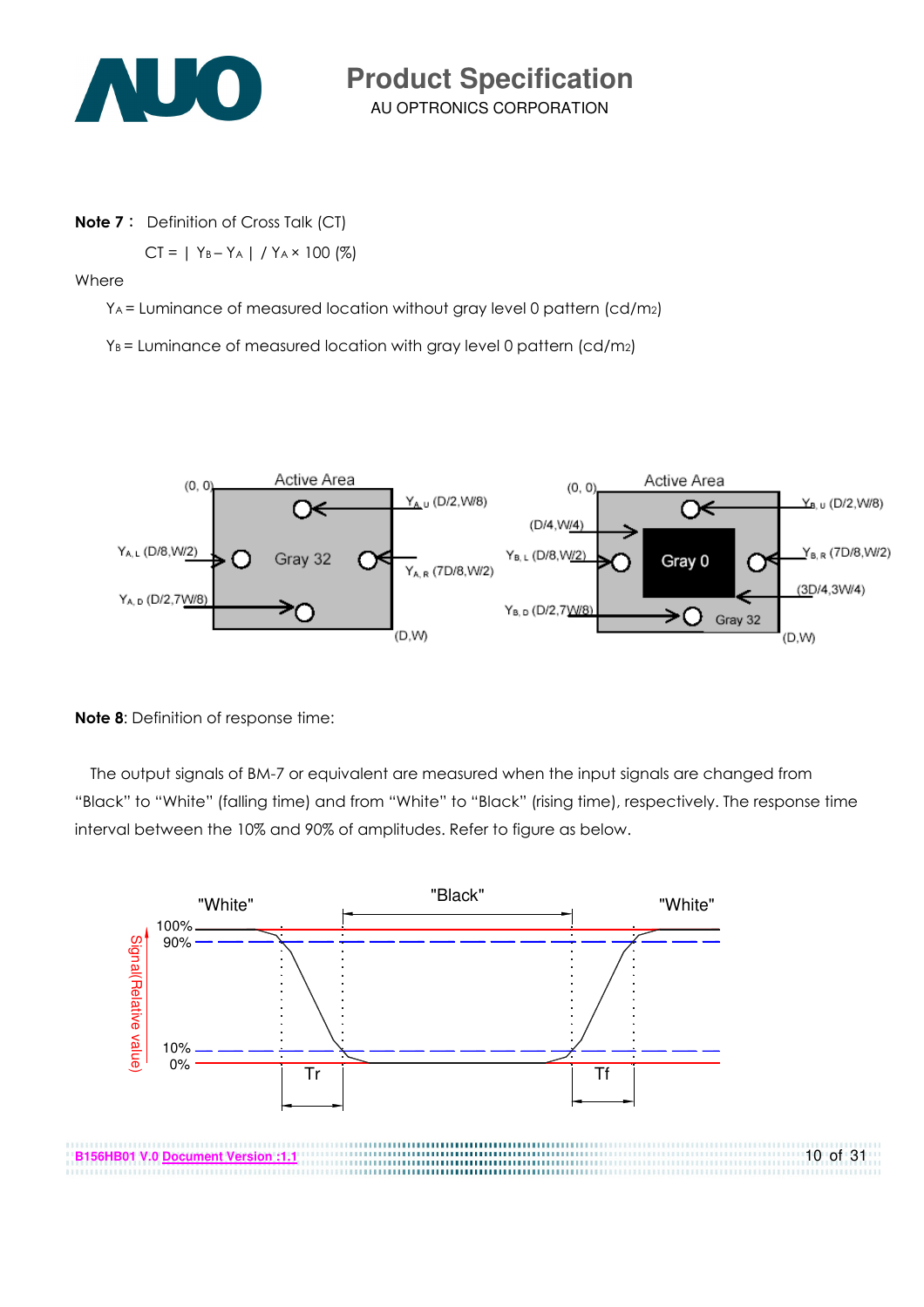**Note 7：** Definition of Cross Talk (CT)

$$CT = | Y_B - Y_A | / Y_A \times 100 (\%)$$

Where

$Y_A$ = Luminance of measured location without gray level 0 pattern (cd/m2)

$Y_B$ = Luminance of measured location with gray level 0 pattern (cd/m2)

**Note 8**: Definition of response time:

The output signals of BM-7 or equivalent are measured when the input signals are changed from "Black" to "White" (falling time) and from "White" to "Black" (rising time), respectively. The response time interval between the 10% and 90% of amplitudes. Refer to figure as below.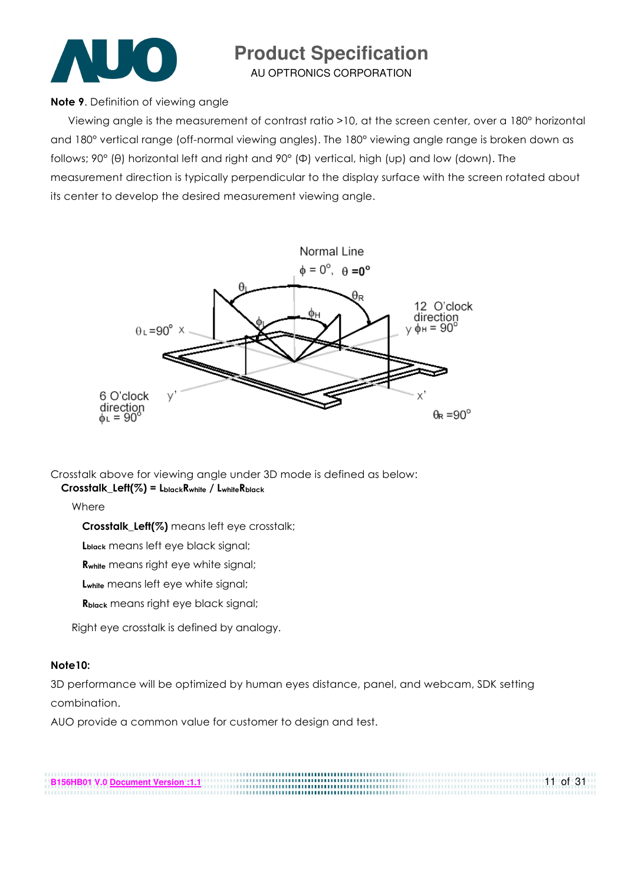**Note 9**. Definition of viewing angle

Viewing angle is the measurement of contrast ratio >10, at the screen center, over a 180° horizontal and 180° vertical range (off-normal viewing angles). The 180° viewing angle range is broken down as follows; 90° (θ) horizontal left and right and 90° (Φ) vertical, high (up) and low (down). The measurement direction is typically perpendicular to the display surface with the screen rotated about its center to develop the desired measurement viewing angle.

Crosstalk above for viewing angle under 3D mode is defined as below:

**Crosstalk_Left(%) = $L_{black}R_{white}$ / $L_{white}R_{black}$**

Where

**Crosstalk_Left(%)** means left eye crosstalk;

**$L_{black}$** means left eye black signal;

**$R_{white}$** means right eye white signal;

**$L_{white}$** means left eye white signal;

**$R_{black}$** means right eye black signal;

Right eye crosstalk is defined by analogy.

**Note10:**

3D performance will be optimized by human eyes distance, panel, and webcam, SDK setting combination.

AUO provide a common value for customer to design and test.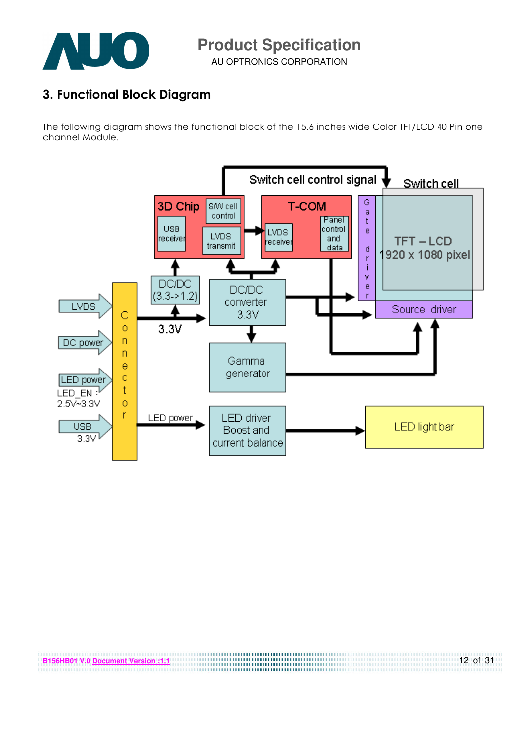## 3. Functional Block Diagram

The following diagram shows the functional block of the 15.6 inches wide Color TFT/LCD 40 Pin one channel Module.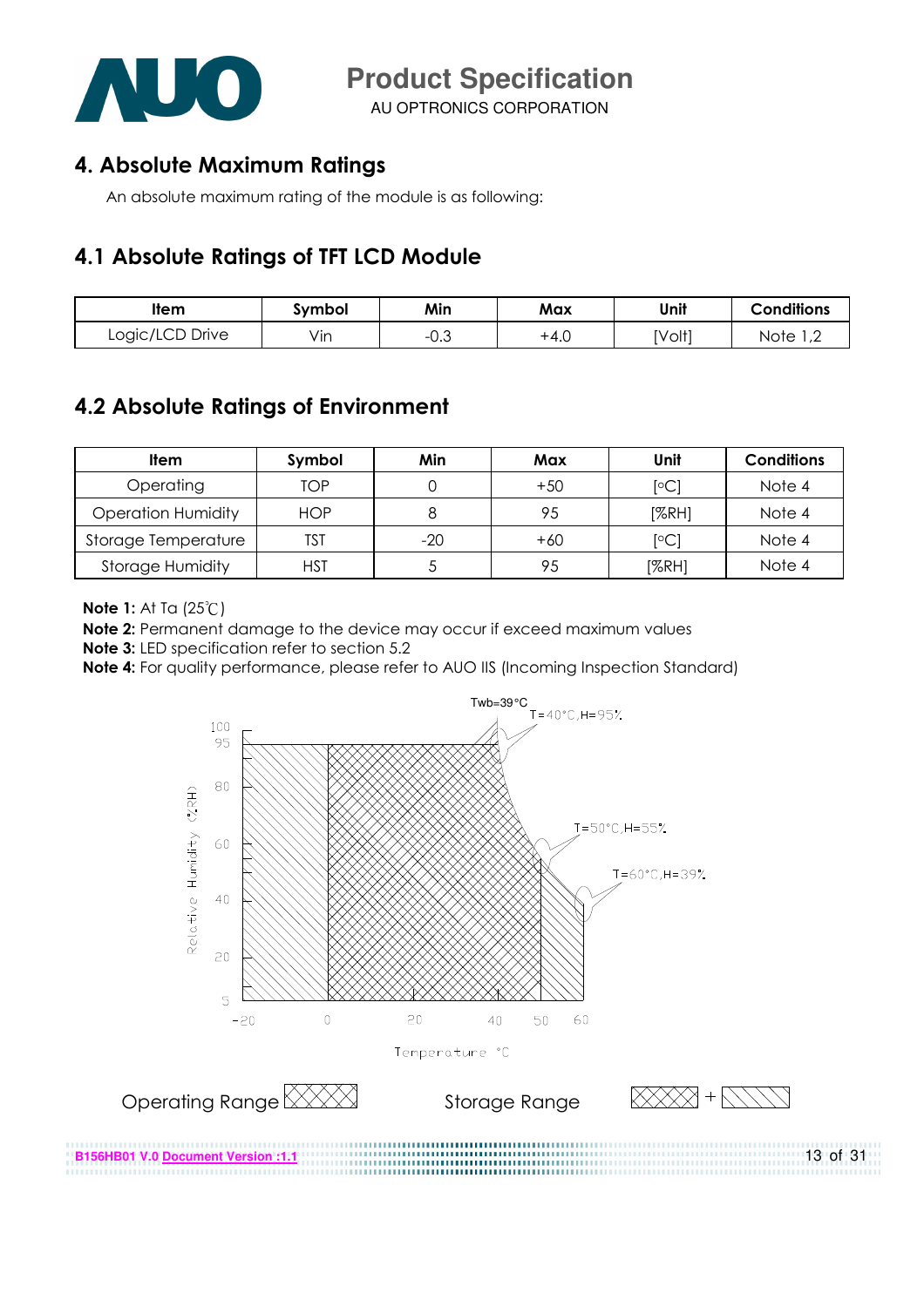## 4. Absolute Maximum Ratings

An absolute maximum rating of the module is as following:

### 4.1 Absolute Ratings of TFT LCD Module

| Item | Symbol | Min | Max | Unit | Conditions |
|---|---|---|---|---|---|
| Logic/LCD Drive | Vin | -0.3 | +4.0 | [Volt] | Note 1,2 |

### 4.2 Absolute Ratings of Environment

| Item | Symbol | Min | Max | Unit | Conditions |
|---|---|---|---|---|---|
| Operating | TOP | 0 | +50 | [°C] | Note 4 |
| Operation Humidity | HOP | 8 | 95 | [%RH] | Note 4 |
| Storage Temperature | TST | -20 | +60 | [°C] | Note 4 |
| Storage Humidity | HST | 5 | 95 | [%RH] | Note 4 |

**Note 1:** At Ta (25℃)

**Note 2:** Permanent damage to the device may occur if exceed maximum values

**Note 3:** LED specification refer to section 5.2

**Note 4:** For quality performance, please refer to AUO IIS (Incoming Inspection Standard)

Twb=39°C

T=40°C,H=95%

T=50°C,H=55%

T=60°C,H=39%

Relative Humidity (%RH): 100, 95, 80, 60, 40, 20, 5

Temperature °C: -20, 0, 20, 40, 50, 60

Operating Range

Storage Range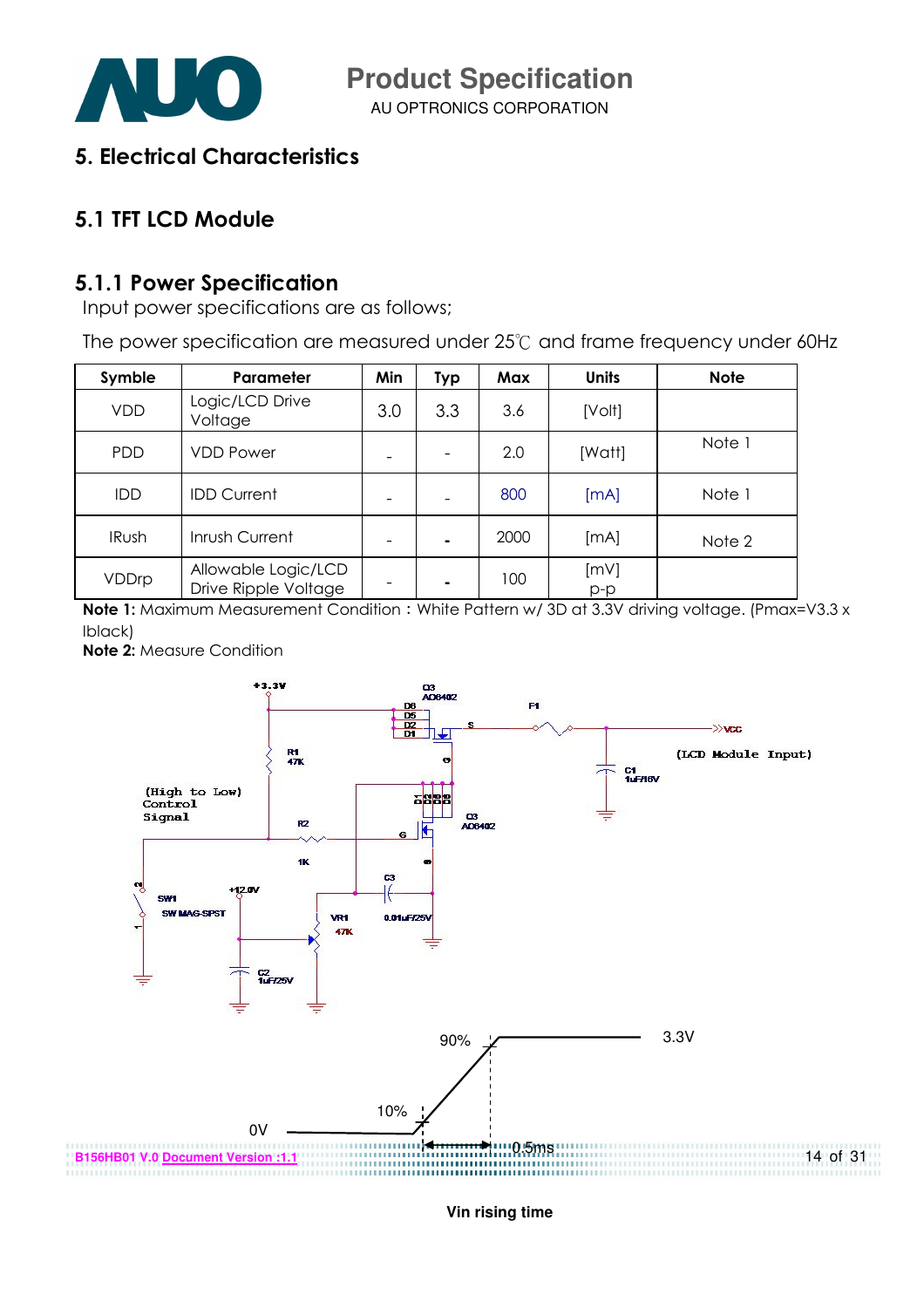# 5. Electrical Characteristics

## 5.1 TFT LCD Module

### 5.1.1 Power Specification

Input power specifications are as follows;

The power specification are measured under 25℃ and frame frequency under 60Hz

| Symble | Parameter | Min | Typ | Max | Units | Note |
|---|---|---|---|---|---|---|
| VDD | Logic/LCD Drive Voltage | 3.0 | 3.3 | 3.6 | [Volt] | |
| PDD | VDD Power | - | - | 2.0 | [Watt] | Note 1 |
| IDD | IDD Current | - | - | 800 | [mA] | Note 1 |
| IRush | Inrush Current | - | - | 2000 | [mA] | Note 2 |
| VDDrp | Allowable Logic/LCD Drive Ripple Voltage | - | - | 100 | [mV] p-p | |

**Note 1:** Maximum Measurement Condition：White Pattern w/ 3D at 3.3V driving voltage. (Pmax=V3.3 x Iblack)

**Note 2:** Measure Condition

+3.3V, Q3 AO6402, D6 D5 D2 D1, S, F1, VCC, (LCD Module Input), C1 1uF/16V, R1 47K, (High to Low) Control Signal, R2 1K, G, Q3 AO6402, C3 0.01uF/25V, SW1 SW MAG-SPST, +12.0V, VR1 47K, C2 1uF/25V

90%, 3.3V, 10%, 0V, 0.5ms

Vin rising time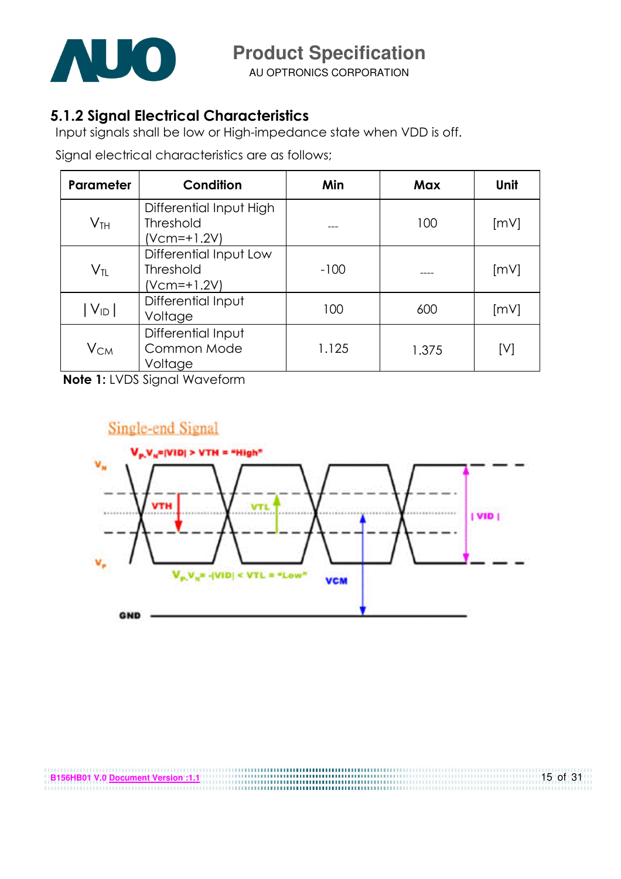## 5.1.2 Signal Electrical Characteristics

Input signals shall be low or High-impedance state when VDD is off.

Signal electrical characteristics are as follows;

| Parameter | Condition | Min | Max | Unit |
|---|---|---|---|---|
| $V_{TH}$ | Differential Input High Threshold (Vcm=+1.2V) | --- | 100 | [mV] |
| $V_{TL}$ | Differential Input Low Threshold (Vcm=+1.2V) | -100 | ---- | [mV] |
| $\vert V_{ID} \vert$ | Differential Input Voltage | 100 | 600 | [mV] |
| $V_{CM}$ | Differential Input Common Mode Voltage | 1.125 | 1.375 | [V] |

**Note 1:** LVDS Signal Waveform

Single-end Signal

$V_P$-$V_N$=|VID| > VTH = "High"

$V_P$-$V_N$= -|VID| < VTL = "Low"

$V_N$, $V_P$, VTH, VTL, |VID|, VCM, GND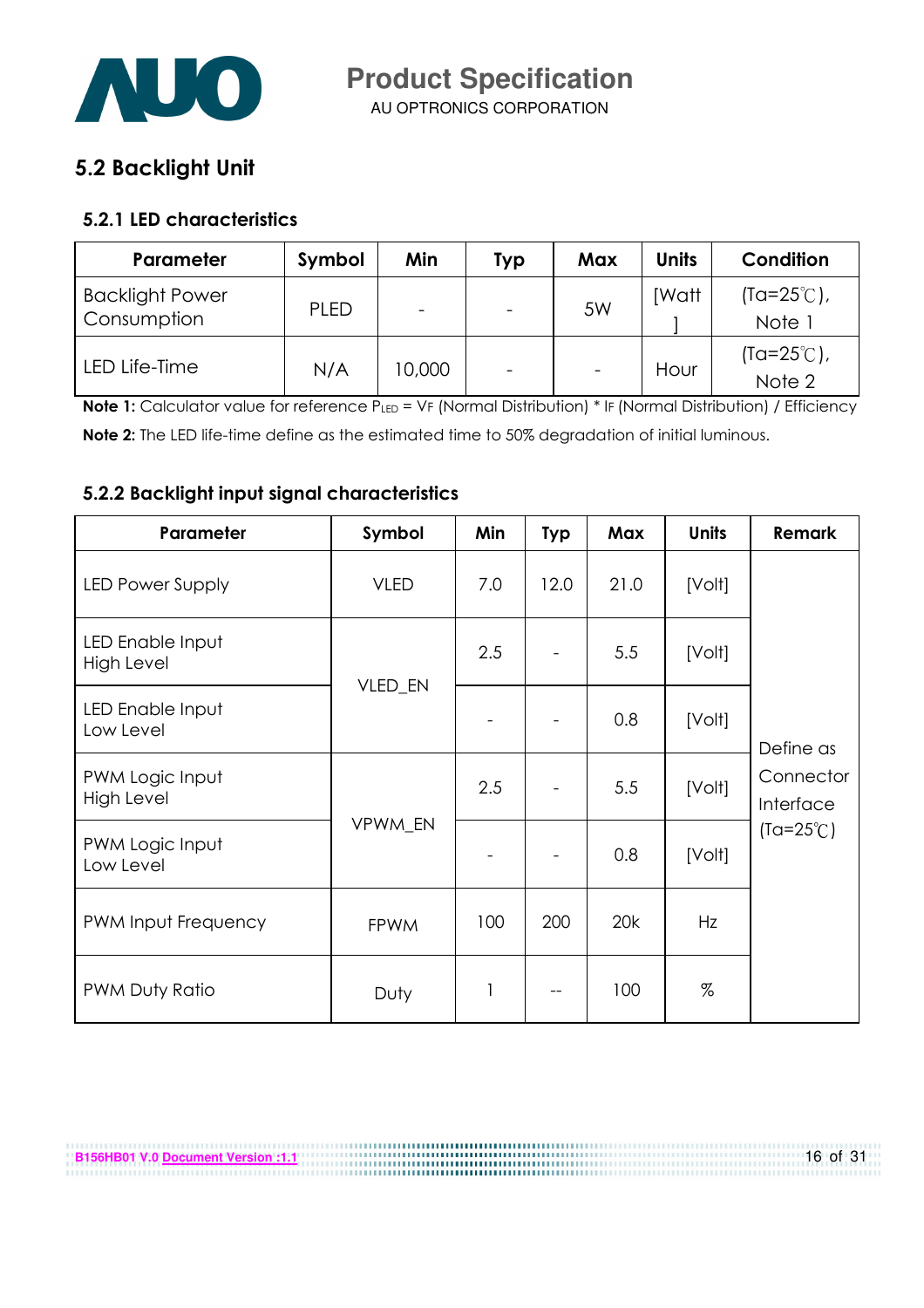## 5.2 Backlight Unit

### 5.2.1 LED characteristics

| Parameter | Symbol | Min | Typ | Max | Units | Condition |
|---|---|---|---|---|---|---|
| Backlight Power Consumption | PLED | - | - | 5W | [Watt] | (Ta=25℃), Note 1 |
| LED Life-Time | N/A | 10,000 | - | - | Hour | (Ta=25℃), Note 2 |

**Note 1:** Calculator value for reference $P_{LED} = V_F$ (Normal Distribution) * $I_F$ (Normal Distribution) / Efficiency

**Note 2:** The LED life-time define as the estimated time to 50% degradation of initial luminous.

### 5.2.2 Backlight input signal characteristics

| Parameter | Symbol | Min | Typ | Max | Units | Remark |
|---|---|---|---|---|---|---|
| LED Power Supply | VLED | 7.0 | 12.0 | 21.0 | [Volt] | Define as Connector Interface (Ta=25℃) |
| LED Enable Input High Level | VLED_EN | 2.5 | - | 5.5 | [Volt] | |
| LED Enable Input Low Level | | - | - | 0.8 | [Volt] | |
| PWM Logic Input High Level | VPWM_EN | 2.5 | - | 5.5 | [Volt] | |
| PWM Logic Input Low Level | | - | - | 0.8 | [Volt] | |
| PWM Input Frequency | FPWM | 100 | 200 | 20k | Hz | |
| PWM Duty Ratio | Duty | 1 | -- | 100 | % | |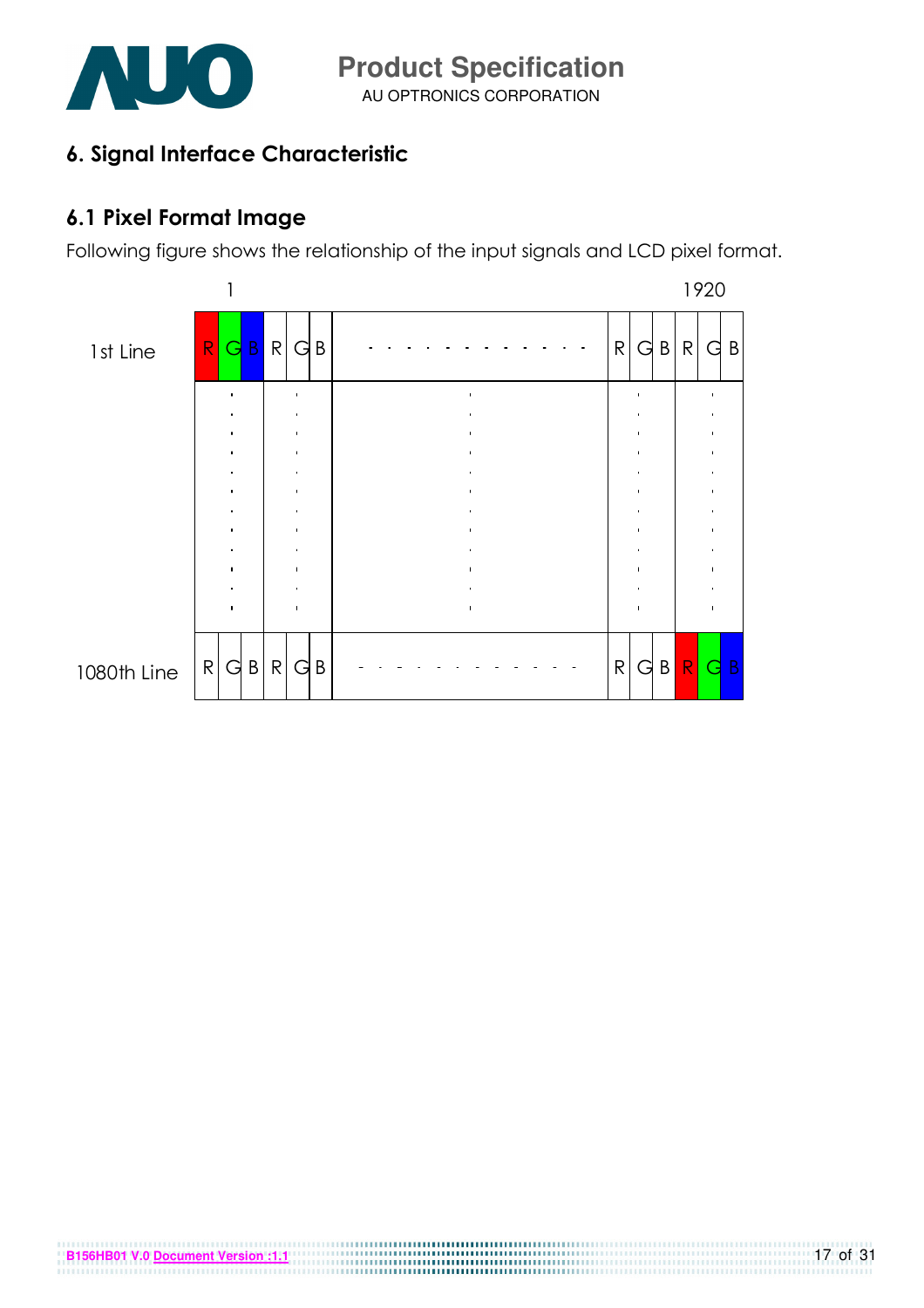## 6. Signal Interface Characteristic

### 6.1 Pixel Format Image

Following figure shows the relationship of the input signals and LCD pixel format.

| | 1 | | | | | | | 1920 | | |
|---|---|---|---|---|---|---|---|---|---|---|
| 1st Line | R G B | R G B | - - - - - - - - - - - - | R G B | R G B |
| | . | . | . | . | . |
| 1080th Line | R G B | R G B | - - - - - - - - - - - - | R G B | R G B |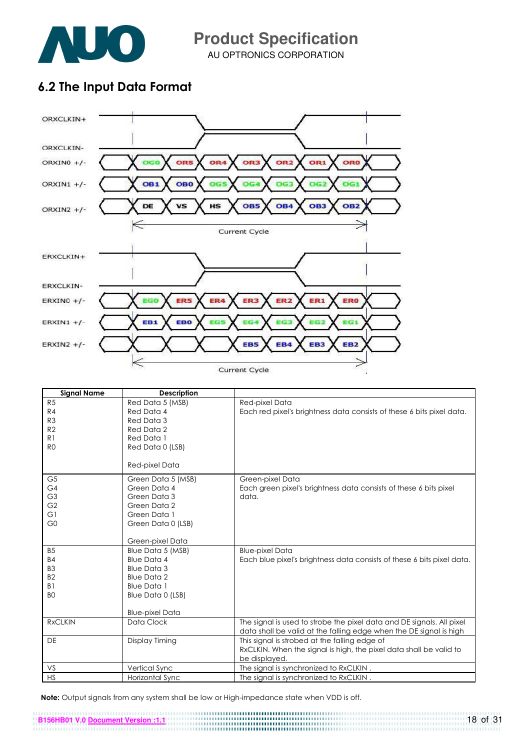## 6.2 The Input Data Format

ORXCLKIN+

ORXCLKIN-

ORXIN0 +/- : OG0, OR5, OR4, OR3, OR2, OR1, OR0

ORXIN1 +/- : OB1, OB0, OG5, OG4, OG3, OG2, OG1

ORXIN2 +/- : DE, VS, HS, OB5, OB4, OB3, OB2

Current Cycle

ERXCLKIN+

ERXCLKIN-

ERXIN0 +/- : EG0, ER5, ER4, ER3, ER2, ER1, ER0

ERXIN1 +/- : EB1, EB0, EG5, EG4, EG3, EG2, EG1

ERXIN2 +/- : EB5, EB4, EB3, EB2

Current Cycle

| Signal Name | Description | |
|---|---|---|
| R5<br>R4<br>R3<br>R2<br>R1<br>R0 | Red Data 5 (MSB)<br>Red Data 4<br>Red Data 3<br>Red Data 2<br>Red Data 1<br>Red Data 0 (LSB)<br><br>Red-pixel Data | Red-pixel Data<br>Each red pixel's brightness data consists of these 6 bits pixel data. |
| G5<br>G4<br>G3<br>G2<br>G1<br>G0 | Green Data 5 (MSB)<br>Green Data 4<br>Green Data 3<br>Green Data 2<br>Green Data 1<br>Green Data 0 (LSB)<br><br>Green-pixel Data | Green-pixel Data<br>Each green pixel's brightness data consists of these 6 bits pixel data. |
| B5<br>B4<br>B3<br>B2<br>B1<br>B0 | Blue Data 5 (MSB)<br>Blue Data 4<br>Blue Data 3<br>Blue Data 2<br>Blue Data 1<br>Blue Data 0 (LSB)<br><br>Blue-pixel Data | Blue-pixel Data<br>Each blue pixel's brightness data consists of these 6 bits pixel data. |
| RxCLKIN | Data Clock | The signal is used to strobe the pixel data and DE signals. All pixel data shall be valid at the falling edge when the DE signal is high |
| DE | Display Timing | This signal is strobed at the falling edge of RxCLKIN. When the signal is high, the pixel data shall be valid to be displayed. |
| VS | Vertical Sync | The signal is synchronized to RxCLKIN . |
| HS | Horizontal Sync | The signal is synchronized to RxCLKIN . |

**Note:** Output signals from any system shall be low or High-impedance state when VDD is off.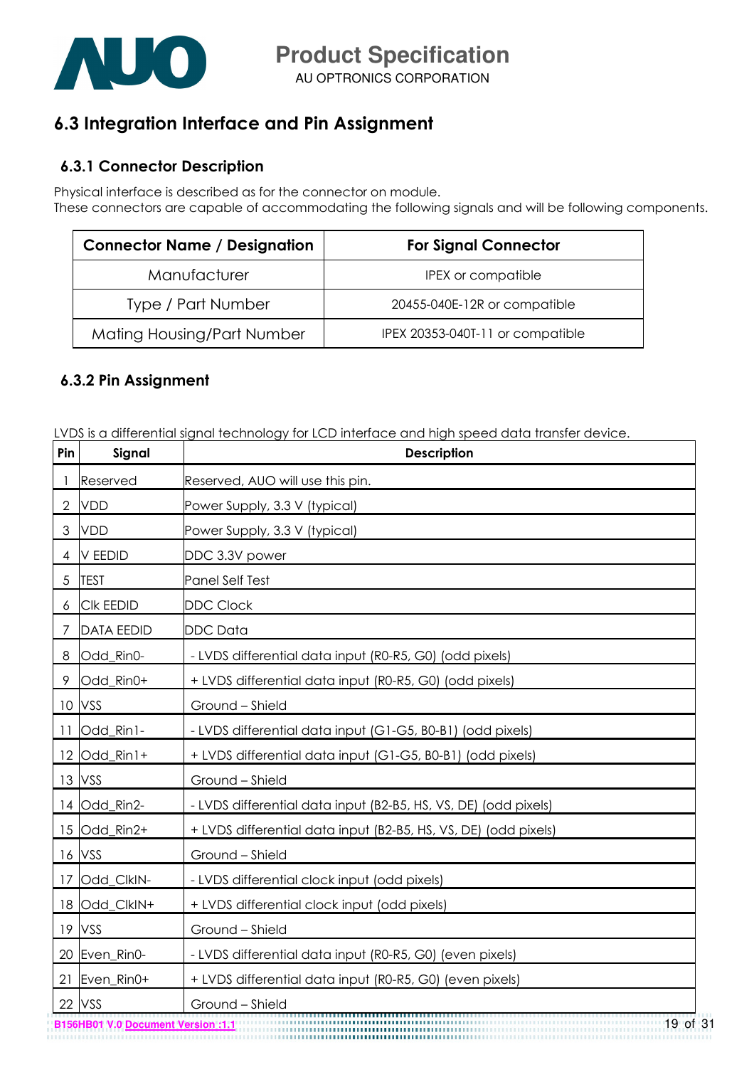## 6.3 Integration Interface and Pin Assignment

### 6.3.1 Connector Description

Physical interface is described as for the connector on module.
These connectors are capable of accommodating the following signals and will be following components.

| Connector Name / Designation | For Signal Connector |
|---|---|
| Manufacturer | IPEX or compatible |
| Type / Part Number | 20455-040E-12R or compatible |
| Mating Housing/Part Number | IPEX 20353-040T-11 or compatible |

### 6.3.2 Pin Assignment

LVDS is a differential signal technology for LCD interface and high speed data transfer device.

| Pin | Signal | Description |
|---|---|---|
| 1 | Reserved | Reserved, AUO will use this pin. |
| 2 | VDD | Power Supply, 3.3 V (typical) |
| 3 | VDD | Power Supply, 3.3 V (typical) |
| 4 | V EEDID | DDC 3.3V power |
| 5 | TEST | Panel Self Test |
| 6 | Clk EEDID | DDC Clock |
| 7 | DATA EEDID | DDC Data |
| 8 | Odd_Rin0- | - LVDS differential data input (R0-R5, G0) (odd pixels) |
| 9 | Odd_Rin0+ | + LVDS differential data input (R0-R5, G0) (odd pixels) |
| 10 | VSS | Ground – Shield |
| 11 | Odd_Rin1- | - LVDS differential data input (G1-G5, B0-B1) (odd pixels) |
| 12 | Odd_Rin1+ | + LVDS differential data input (G1-G5, B0-B1) (odd pixels) |
| 13 | VSS | Ground – Shield |
| 14 | Odd_Rin2- | - LVDS differential data input (B2-B5, HS, VS, DE) (odd pixels) |
| 15 | Odd_Rin2+ | + LVDS differential data input (B2-B5, HS, VS, DE) (odd pixels) |
| 16 | VSS | Ground – Shield |
| 17 | Odd_ClkIN- | - LVDS differential clock input (odd pixels) |
| 18 | Odd_ClkIN+ | + LVDS differential clock input (odd pixels) |
| 19 | VSS | Ground – Shield |
| 20 | Even_Rin0- | - LVDS differential data input (R0-R5, G0) (even pixels) |
| 21 | Even_Rin0+ | + LVDS differential data input (R0-R5, G0) (even pixels) |
| 22 | VSS | Ground – Shield |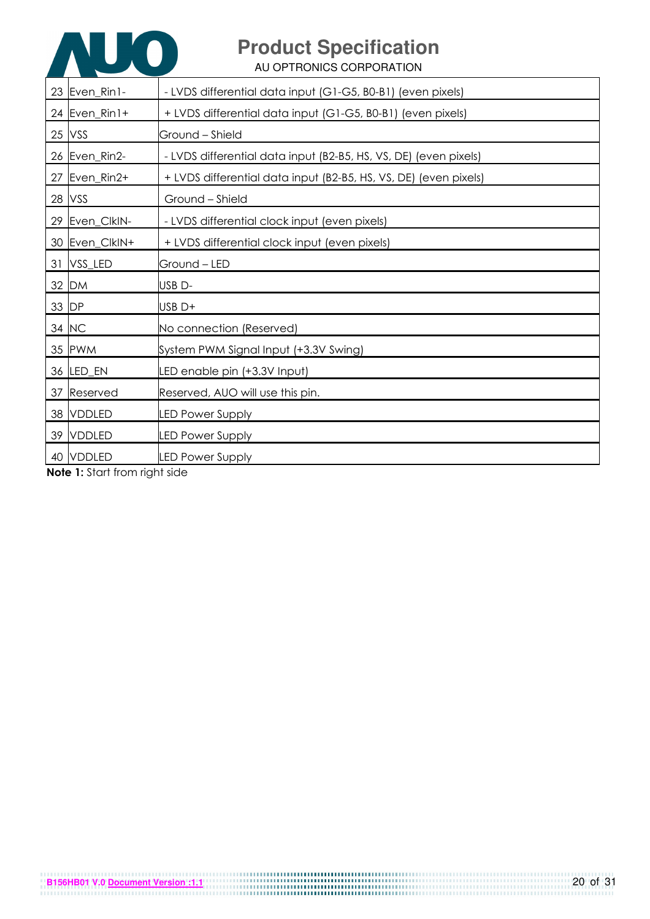| | | |
|---|---|---|
| 23 | Even_Rin1- | - LVDS differential data input (G1-G5, B0-B1) (even pixels) |
| 24 | Even_Rin1+ | + LVDS differential data input (G1-G5, B0-B1) (even pixels) |
| 25 | VSS | Ground – Shield |
| 26 | Even_Rin2- | - LVDS differential data input (B2-B5, HS, VS, DE) (even pixels) |
| 27 | Even_Rin2+ | + LVDS differential data input (B2-B5, HS, VS, DE) (even pixels) |
| 28 | VSS | Ground – Shield |
| 29 | Even_ClkIN- | - LVDS differential clock input (even pixels) |
| 30 | Even_ClkIN+ | + LVDS differential clock input (even pixels) |
| 31 | VSS_LED | Ground – LED |
| 32 | DM | USB D- |
| 33 | DP | USB D+ |
| 34 | NC | No connection (Reserved) |
| 35 | PWM | System PWM Signal Input (+3.3V Swing) |
| 36 | LED_EN | LED enable pin (+3.3V Input) |
| 37 | Reserved | Reserved, AUO will use this pin. |
| 38 | VDDLED | LED Power Supply |
| 39 | VDDLED | LED Power Supply |
| 40 | VDDLED | LED Power Supply |

**Note 1:** Start from right side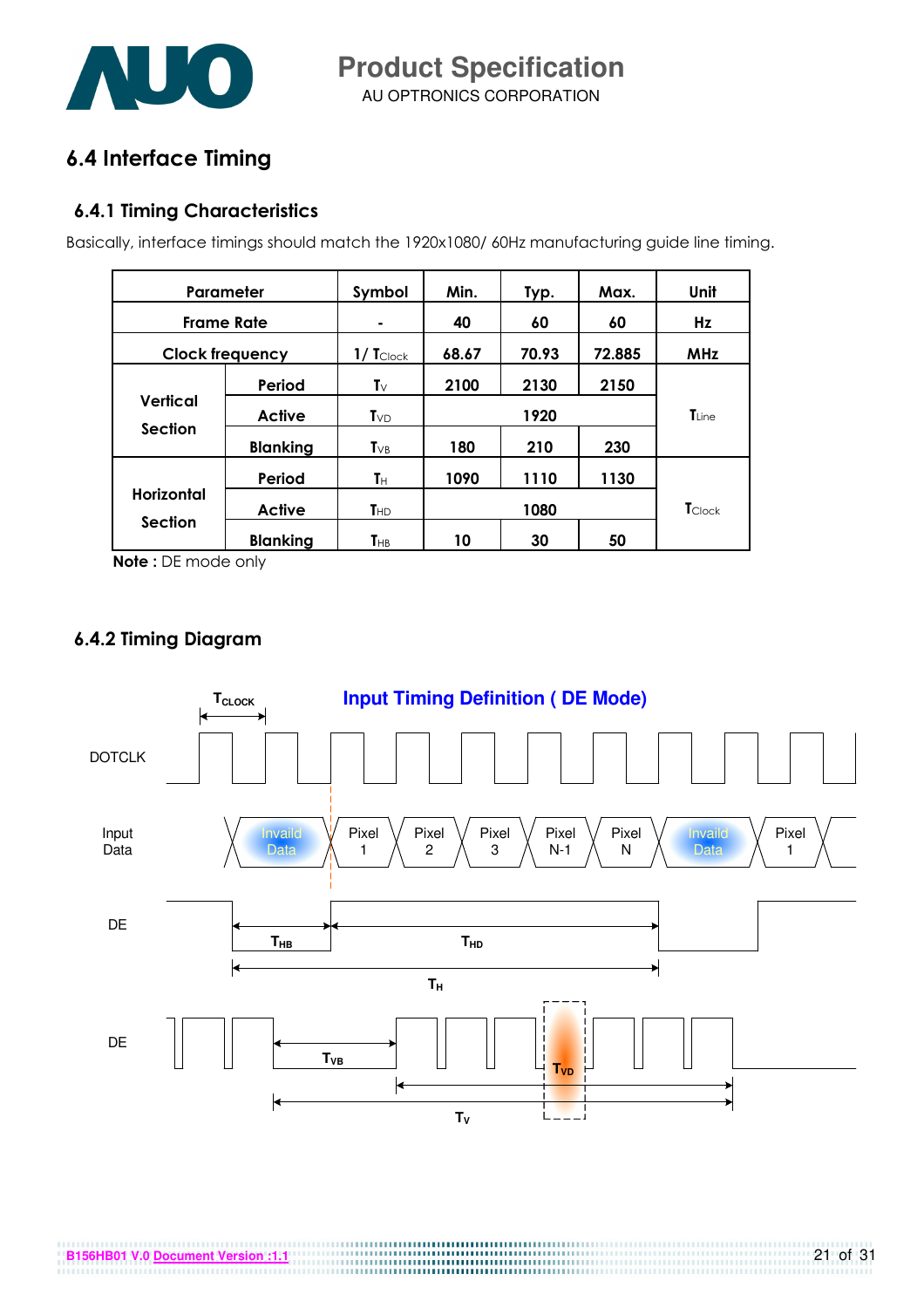## 6.4 Interface Timing

### 6.4.1 Timing Characteristics

Basically, interface timings should match the 1920x1080/ 60Hz manufacturing guide line timing.

| Parameter | | Symbol | Min. | Typ. | Max. | Unit |
|---|---|---|---|---|---|---|
| Frame Rate | | - | 40 | 60 | 60 | Hz |
| Clock frequency | | $1/T_{Clock}$ | 68.67 | 70.93 | 72.885 | MHz |
| Vertical Section | Period | $T_V$ | 2100 | 2130 | 2150 | $T_{Line}$ |
| | Active | $T_{VD}$ | | 1920 | | |
| | Blanking | $T_{VB}$ | 180 | 210 | 230 | |
| Horizontal Section | Period | $T_H$ | 1090 | 1110 | 1130 | $T_{Clock}$ |
| | Active | $T_{HD}$ | | 1080 | | |
| | Blanking | $T_{HB}$ | 10 | 30 | 50 | |

**Note :** DE mode only

### 6.4.2 Timing Diagram

**Input Timing Definition ( DE Mode)**

DOTCLK ($T_{CLOCK}$)

Input Data: Invaild Data | Pixel 1 | Pixel 2 | Pixel 3 | Pixel N-1 | Pixel N | Invaild Data | Pixel 1

DE: $T_{HB}$, $T_{HD}$, $T_H$

DE: $T_{VB}$, $T_{VD}$, $T_V$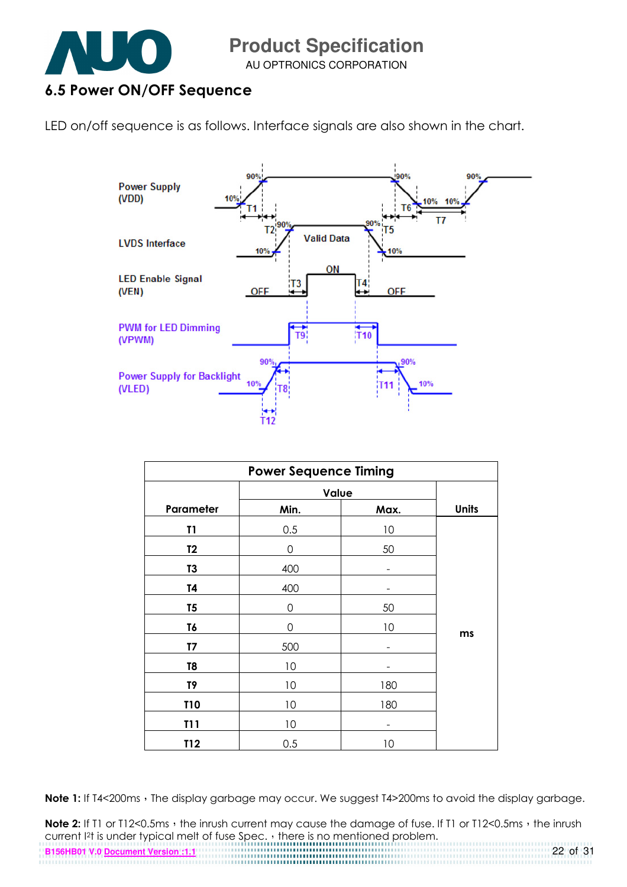## 6.5 Power ON/OFF Sequence

LED on/off sequence is as follows. Interface signals are also shown in the chart.

| Power Sequence Timing | | | |
|---|---|---|---|
| Parameter | Value | | Units |
| | Min. | Max. | |
| T1 | 0.5 | 10 | ms |
| T2 | 0 | 50 | |
| T3 | 400 | - | |
| T4 | 400 | - | |
| T5 | 0 | 50 | |
| T6 | 0 | 10 | |
| T7 | 500 | - | |
| T8 | 10 | - | |
| T9 | 10 | 180 | |
| T10 | 10 | 180 | |
| T11 | 10 | - | |
| T12 | 0.5 | 10 | |

**Note 1:** If T4<200ms，The display garbage may occur. We suggest T4>200ms to avoid the display garbage.

**Note 2:** If T1 or T12<0.5ms，the inrush current may cause the damage of fuse. If T1 or T12<0.5ms，the inrush current $I^2t$ is under typical melt of fuse Spec.，there is no mentioned problem.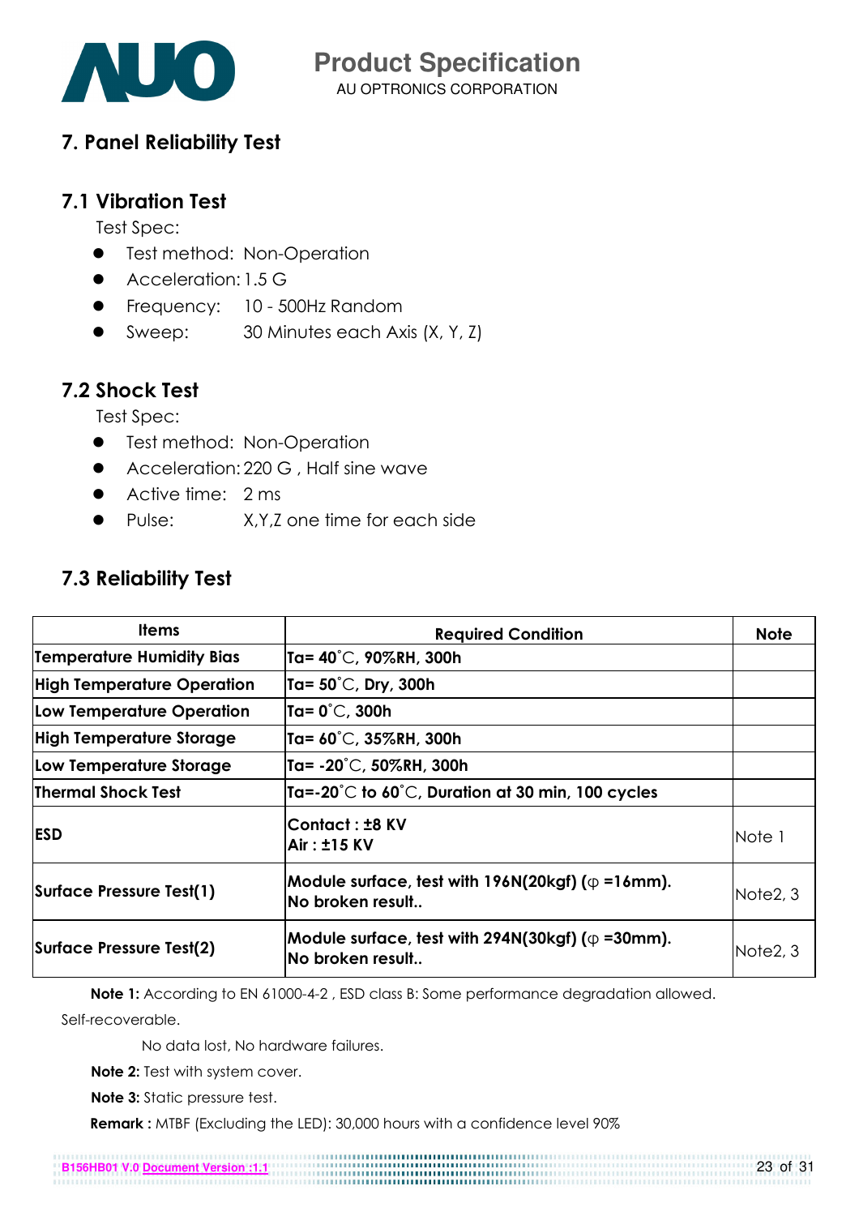# 7. Panel Reliability Test

## 7.1 Vibration Test

Test Spec:

- Test method: Non-Operation
- Acceleration: 1.5 G
- Frequency: 10 - 500Hz Random
- Sweep: 30 Minutes each Axis (X, Y, Z)

## 7.2 Shock Test

Test Spec:

- Test method: Non-Operation
- Acceleration: 220 G , Half sine wave
- Active time: 2 ms
- Pulse: X,Y,Z one time for each side

## 7.3 Reliability Test

| Items | Required Condition | Note |
|---|---|---|
| **Temperature Humidity Bias** | **Ta= 40˚C, 90%RH, 300h** | |
| **High Temperature Operation** | **Ta= 50˚C, Dry, 300h** | |
| **Low Temperature Operation** | **Ta= 0˚C, 300h** | |
| **High Temperature Storage** | **Ta= 60˚C, 35%RH, 300h** | |
| **Low Temperature Storage** | **Ta= -20˚C, 50%RH, 300h** | |
| **Thermal Shock Test** | **Ta=-20˚C to 60˚C, Duration at 30 min, 100 cycles** | |
| **ESD** | **Contact : ±8 KV**<br>**Air : ±15 KV** | Note 1 |
| **Surface Pressure Test(1)** | **Module surface, test with 196N(20kgf) (φ =16mm). No broken result..** | Note2, 3 |
| **Surface Pressure Test(2)** | **Module surface, test with 294N(30kgf) (φ =30mm). No broken result..** | Note2, 3 |

**Note 1:** According to EN 61000-4-2 , ESD class B: Some performance degradation allowed. Self-recoverable.

No data lost, No hardware failures.

**Note 2:** Test with system cover.

**Note 3:** Static pressure test.

**Remark :** MTBF (Excluding the LED): 30,000 hours with a confidence level 90%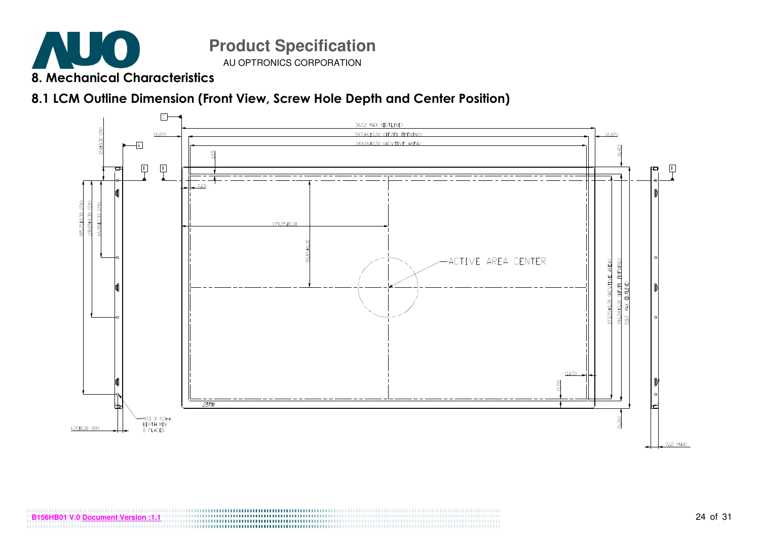## 8. Mechanical Characteristics

### 8.1 LCM Outline Dimension (Front View, Screw Hole Depth and Center Position)

360.2 MAX (OUTLINE)

347.46±0.30 (BEZEL OPENING)

344.16±0.30 (ACTIVE AREA)

(6.02)

(6.02)

(6.40)

1.65

1.65

179.75±0.30

92.81±0.30

ACTIVE AREA CENTER

(1.65)

(1.70)

(6.36)

193.59±0.30 (ACTIVE AREA)

196.94±0.30 (BEZEL OPENING)

210.2 MAX (OUTLINE)

12.0±0.30 (2X)

185.71±0.30 (2X)

118.00±0.30 (2X)

66.90±0.30 (2X)

4.70±0.30 (8X)

M2.0 X 2.3mm DEPTH MIN 8 PLACES

7.62 (MAX)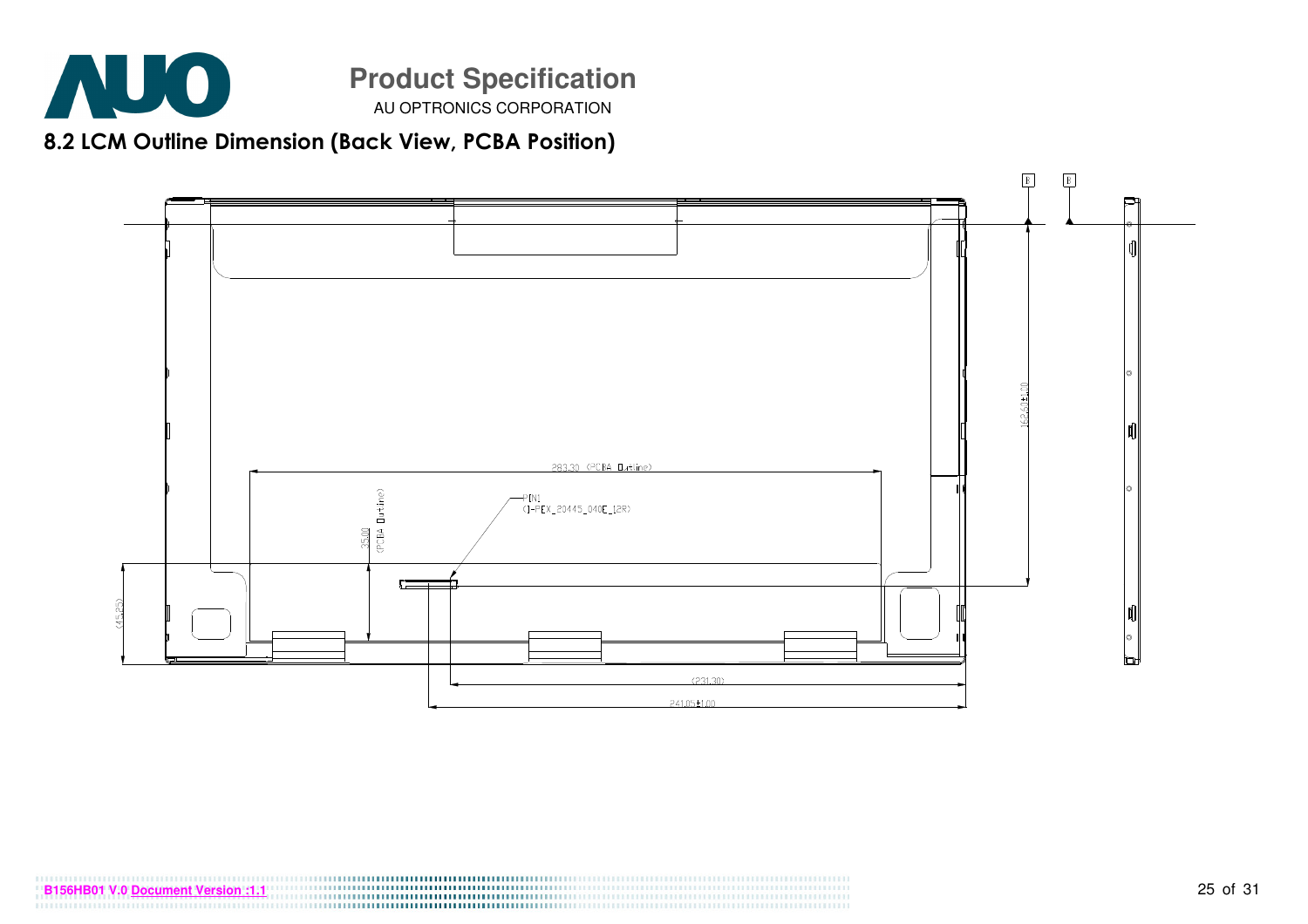## 8.2 LCM Outline Dimension (Back View, PCBA Position)

283.30 (PCBA Outline)

35.00 (PCBA Outline)

PIN1
(I-PEX_20445_040E_12R)

(45.85)

163.63±1.00

(231.30)

241.05±1.00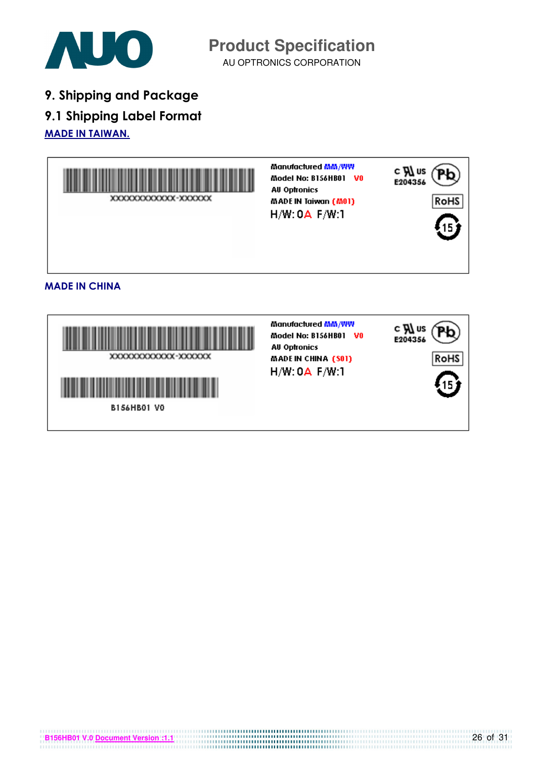## 9. Shipping and Package

### 9.1 Shipping Label Format

**MADE IN TAIWAN.**

XXXXXXXXXXXX-XXXXXX

Manufactured MM/WW
Model No: B156HB01 V0
AU Optronics
MADE IN Taiwan (M01)
H/W: 0A F/W:1

c UL us
E204356

Pb

RoHS

15

**MADE IN CHINA**

XXXXXXXXXXXX-XXXXXX

B156HB01 V0

Manufactured MM/WW
Model No: B156HB01 V0
AU Optronics
MADE IN CHINA (S01)
H/W: 0A F/W:1

c UL us
E204356

Pb

RoHS

15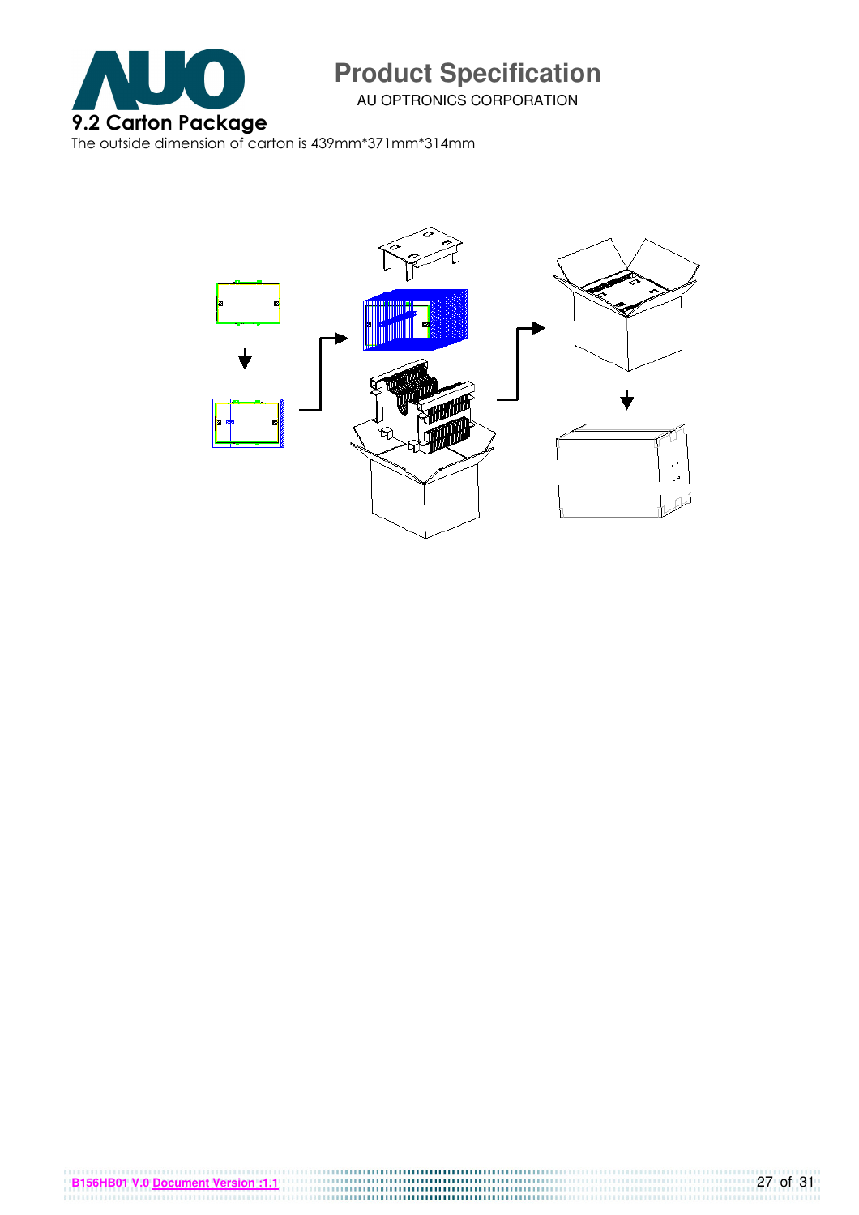## 9.2 Carton Package

The outside dimension of carton is 439mm*371mm*314mm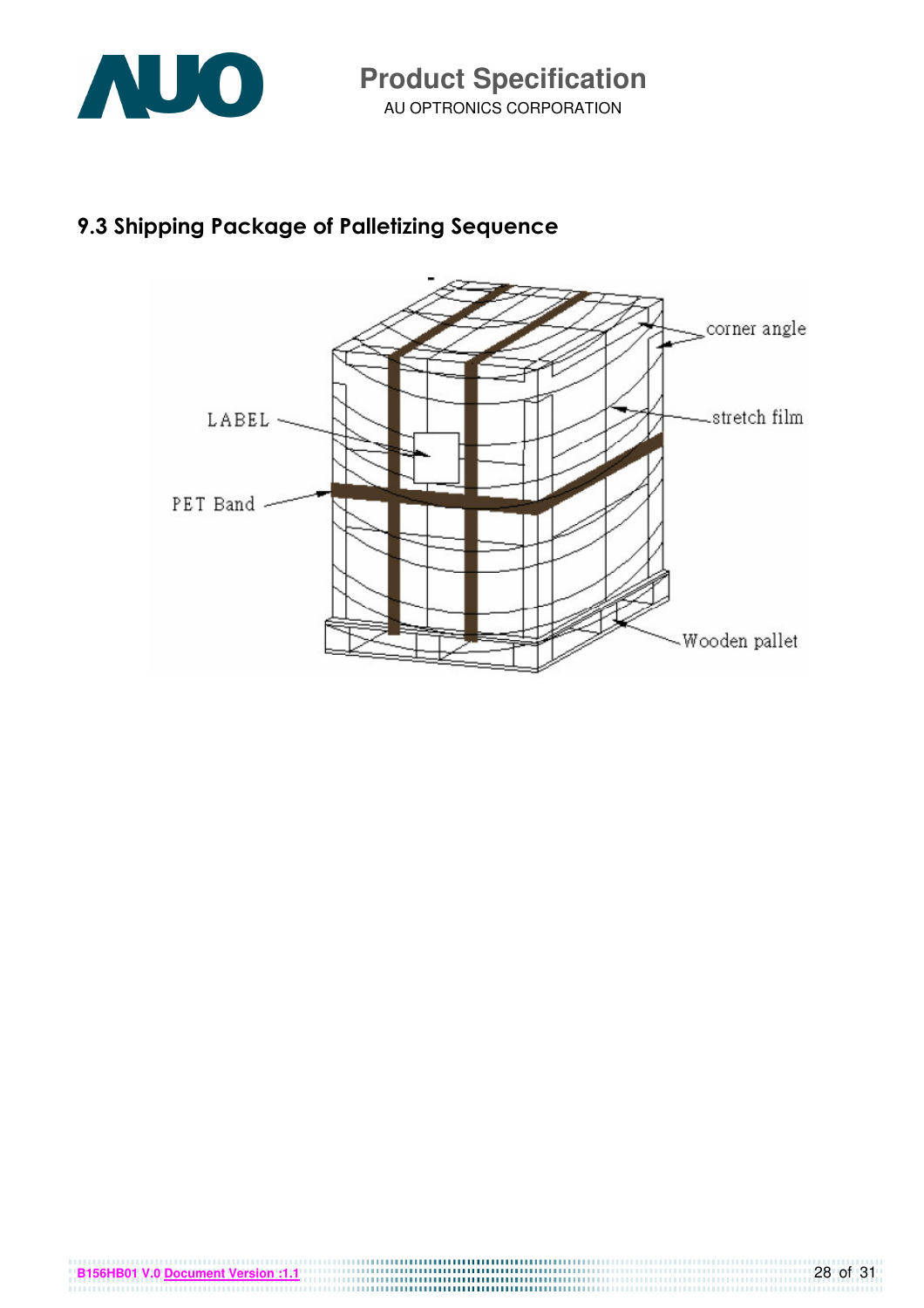## 9.3 Shipping Package of Palletizing Sequence

corner angle

LABEL

stretch film

PET Band

Wooden pallet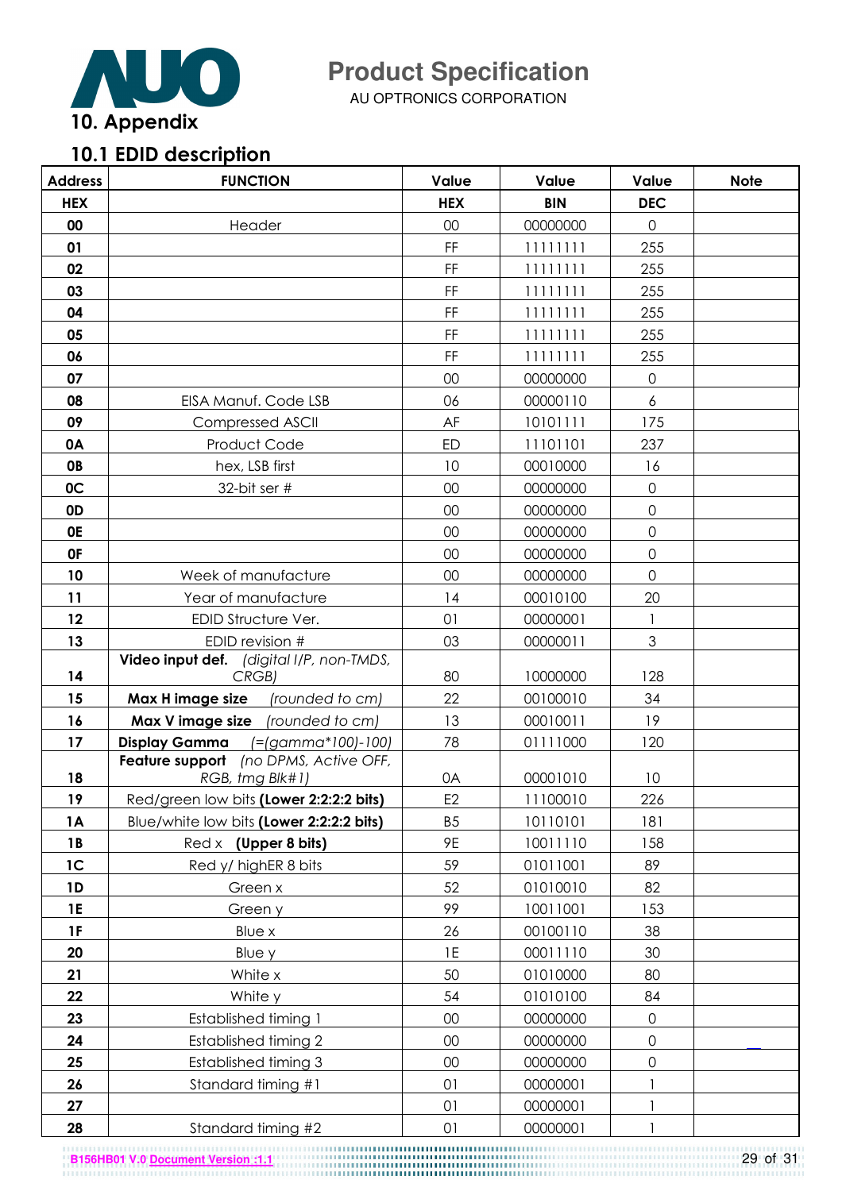# 10. Appendix

## 10.1 EDID description

| Address | FUNCTION | Value | Value | Value | Note |
|---|---|---|---|---|---|
| HEX | | HEX | BIN | DEC | |
| 00 | Header | 00 | 00000000 | 0 | |
| 01 | | FF | 11111111 | 255 | |
| 02 | | FF | 11111111 | 255 | |
| 03 | | FF | 11111111 | 255 | |
| 04 | | FF | 11111111 | 255 | |
| 05 | | FF | 11111111 | 255 | |
| 06 | | FF | 11111111 | 255 | |
| 07 | | 00 | 00000000 | 0 | |
| 08 | EISA Manuf. Code LSB | 06 | 00000110 | 6 | |
| 09 | Compressed ASCII | AF | 10101111 | 175 | |
| 0A | Product Code | ED | 11101101 | 237 | |
| 0B | hex, LSB first | 10 | 00010000 | 16 | |
| 0C | 32-bit ser # | 00 | 00000000 | 0 | |
| 0D | | 00 | 00000000 | 0 | |
| 0E | | 00 | 00000000 | 0 | |
| 0F | | 00 | 00000000 | 0 | |
| 10 | Week of manufacture | 00 | 00000000 | 0 | |
| 11 | Year of manufacture | 14 | 00010100 | 20 | |
| 12 | EDID Structure Ver. | 01 | 00000001 | 1 | |
| 13 | EDID revision # | 03 | 00000011 | 3 | |
| 14 | **Video input def.** *(digital I/P, non-TMDS, CRGB)* | 80 | 10000000 | 128 | |
| 15 | **Max H image size** *(rounded to cm)* | 22 | 00100010 | 34 | |
| 16 | **Max V image size** *(rounded to cm)* | 13 | 00010011 | 19 | |
| 17 | **Display Gamma** *(=(gamma*100)-100)* | 78 | 01111000 | 120 | |
| 18 | **Feature support** *(no DPMS, Active OFF, RGB, tmg Blk#1)* | 0A | 00001010 | 10 | |
| 19 | Red/green low bits **(Lower 2:2:2:2 bits)** | E2 | 11100010 | 226 | |
| 1A | Blue/white low bits **(Lower 2:2:2:2 bits)** | B5 | 10110101 | 181 | |
| 1B | Red x **(Upper 8 bits)** | 9E | 10011110 | 158 | |
| 1C | Red y/ highER 8 bits | 59 | 01011001 | 89 | |
| 1D | Green x | 52 | 01010010 | 82 | |
| 1E | Green y | 99 | 10011001 | 153 | |
| 1F | Blue x | 26 | 00100110 | 38 | |
| 20 | Blue y | 1E | 00011110 | 30 | |
| 21 | White x | 50 | 01010000 | 80 | |
| 22 | White y | 54 | 01010100 | 84 | |
| 23 | Established timing 1 | 00 | 00000000 | 0 | |
| 24 | Established timing 2 | 00 | 00000000 | 0 | |
| 25 | Established timing 3 | 00 | 00000000 | 0 | |
| 26 | Standard timing #1 | 01 | 00000001 | 1 | |
| 27 | | 01 | 00000001 | 1 | |
| 28 | Standard timing #2 | 01 | 00000001 | 1 | |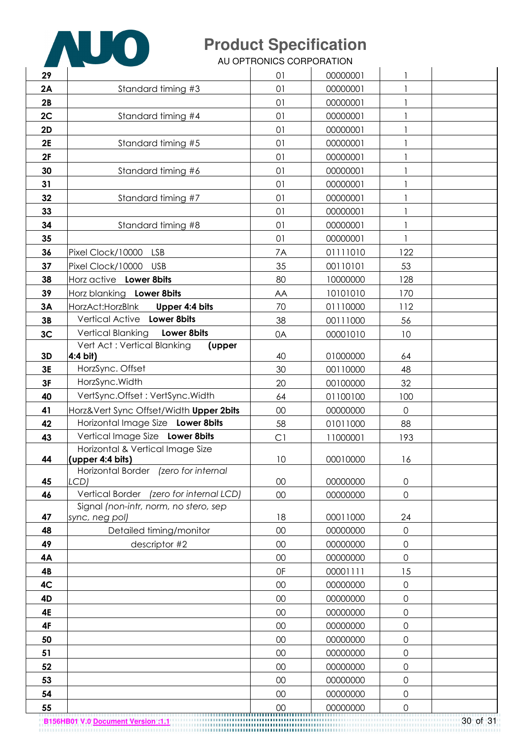| | | | | | |
|---|---|---|---|---|---|
| 29 | | 01 | 00000001 | 1 | |
| 2A | Standard timing #3 | 01 | 00000001 | 1 | |
| 2B | | 01 | 00000001 | 1 | |
| 2C | Standard timing #4 | 01 | 00000001 | 1 | |
| 2D | | 01 | 00000001 | 1 | |
| 2E | Standard timing #5 | 01 | 00000001 | 1 | |
| 2F | | 01 | 00000001 | 1 | |
| 30 | Standard timing #6 | 01 | 00000001 | 1 | |
| 31 | | 01 | 00000001 | 1 | |
| 32 | Standard timing #7 | 01 | 00000001 | 1 | |
| 33 | | 01 | 00000001 | 1 | |
| 34 | Standard timing #8 | 01 | 00000001 | 1 | |
| 35 | | 01 | 00000001 | 1 | |
| 36 | Pixel Clock/10000 LSB | 7A | 01111010 | 122 | |
| 37 | Pixel Clock/10000 USB | 35 | 00110101 | 53 | |
| 38 | Horz active **Lower 8bits** | 80 | 10000000 | 128 | |
| 39 | Horz blanking **Lower 8bits** | AA | 10101010 | 170 | |
| 3A | HorzAct:HorzBlnk **Upper 4:4 bits** | 70 | 01110000 | 112 | |
| 3B | Vertical Active **Lower 8bits** | 38 | 00111000 | 56 | |
| 3C | Vertical Blanking **Lower 8bits** | 0A | 00001010 | 10 | |
| 3D | Vert Act : Vertical Blanking **(upper 4:4 bit)** | 40 | 01000000 | 64 | |
| 3E | HorzSync. Offset | 30 | 00110000 | 48 | |
| 3F | HorzSync.Width | 20 | 00100000 | 32 | |
| 40 | VertSync.Offset : VertSync.Width | 64 | 01100100 | 100 | |
| 41 | Horz&Vert Sync Offset/Width **Upper 2bits** | 00 | 00000000 | 0 | |
| 42 | Horizontal Image Size **Lower 8bits** | 58 | 01011000 | 88 | |
| 43 | Vertical Image Size **Lower 8bits** | C1 | 11000001 | 193 | |
| 44 | Horizontal & Vertical Image Size **(upper 4:4 bits)** | 10 | 00010000 | 16 | |
| 45 | Horizontal Border *(zero for internal LCD)* | 00 | 00000000 | 0 | |
| 46 | Vertical Border *(zero for internal LCD)* | 00 | 00000000 | 0 | |
| 47 | Signal *(non-intr, norm, no stero, sep sync, neg pol)* | 18 | 00011000 | 24 | |
| 48 | Detailed timing/monitor | 00 | 00000000 | 0 | |
| 49 | descriptor #2 | 00 | 00000000 | 0 | |
| 4A | | 00 | 00000000 | 0 | |
| 4B | | 0F | 00001111 | 15 | |
| 4C | | 00 | 00000000 | 0 | |
| 4D | | 00 | 00000000 | 0 | |
| 4E | | 00 | 00000000 | 0 | |
| 4F | | 00 | 00000000 | 0 | |
| 50 | | 00 | 00000000 | 0 | |
| 51 | | 00 | 00000000 | 0 | |
| 52 | | 00 | 00000000 | 0 | |
| 53 | | 00 | 00000000 | 0 | |
| 54 | | 00 | 00000000 | 0 | |
| 55 | | 00 | 00000000 | 0 | |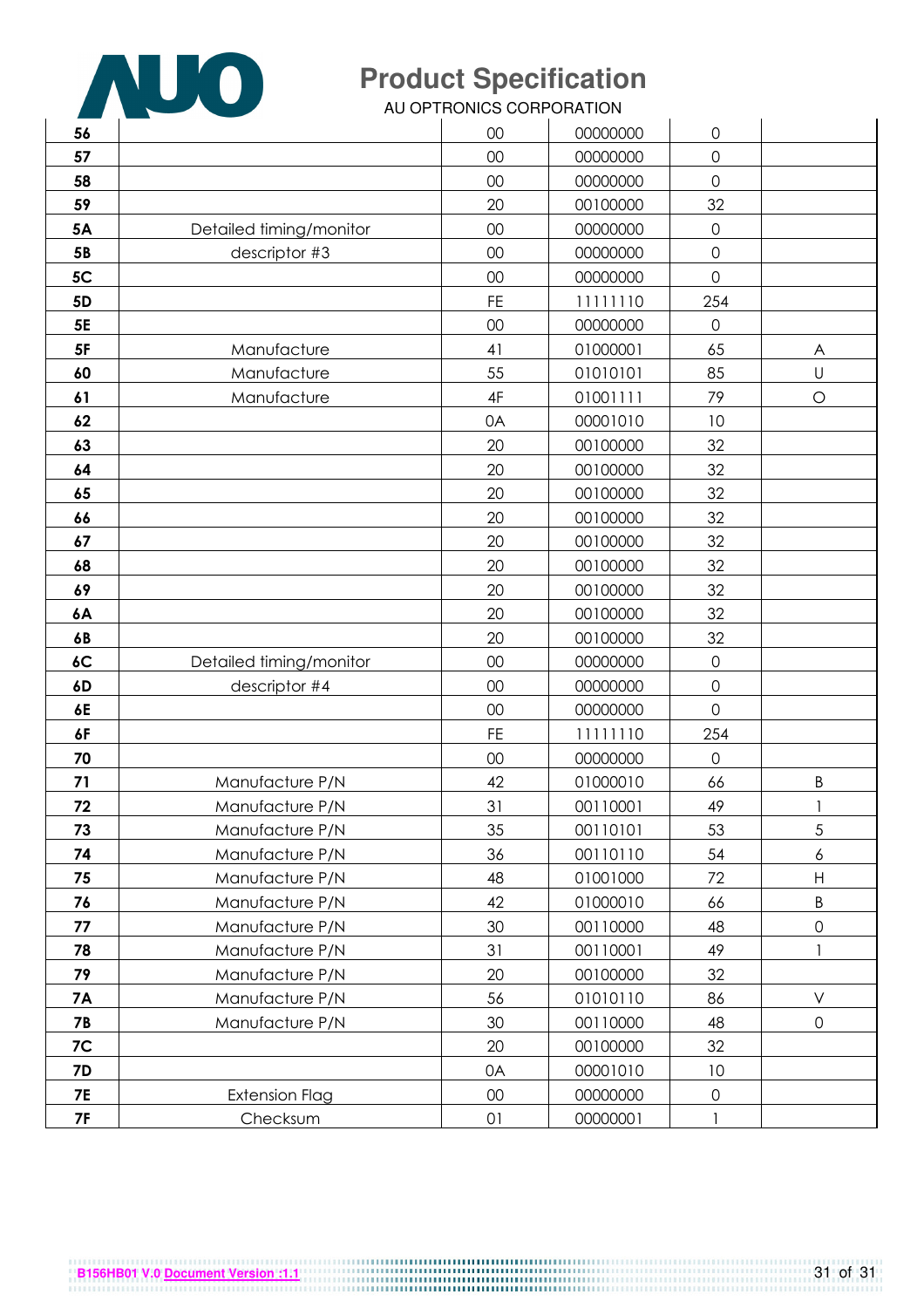| | | | | | |
|---|---|---|---|---|---|
| 56 | | 00 | 00000000 | 0 | |
| 57 | | 00 | 00000000 | 0 | |
| 58 | | 00 | 00000000 | 0 | |
| 59 | | 20 | 00100000 | 32 | |
| 5A | Detailed timing/monitor | 00 | 00000000 | 0 | |
| 5B | descriptor #3 | 00 | 00000000 | 0 | |
| 5C | | 00 | 00000000 | 0 | |
| 5D | | FE | 11111110 | 254 | |
| 5E | | 00 | 00000000 | 0 | |
| 5F | Manufacture | 41 | 01000001 | 65 | A |
| 60 | Manufacture | 55 | 01010101 | 85 | U |
| 61 | Manufacture | 4F | 01001111 | 79 | O |
| 62 | | 0A | 00001010 | 10 | |
| 63 | | 20 | 00100000 | 32 | |
| 64 | | 20 | 00100000 | 32 | |
| 65 | | 20 | 00100000 | 32 | |
| 66 | | 20 | 00100000 | 32 | |
| 67 | | 20 | 00100000 | 32 | |
| 68 | | 20 | 00100000 | 32 | |
| 69 | | 20 | 00100000 | 32 | |
| 6A | | 20 | 00100000 | 32 | |
| 6B | | 20 | 00100000 | 32 | |
| 6C | Detailed timing/monitor | 00 | 00000000 | 0 | |
| 6D | descriptor #4 | 00 | 00000000 | 0 | |
| 6E | | 00 | 00000000 | 0 | |
| 6F | | FE | 11111110 | 254 | |
| 70 | | 00 | 00000000 | 0 | |
| 71 | Manufacture P/N | 42 | 01000010 | 66 | B |
| 72 | Manufacture P/N | 31 | 00110001 | 49 | 1 |
| 73 | Manufacture P/N | 35 | 00110101 | 53 | 5 |
| 74 | Manufacture P/N | 36 | 00110110 | 54 | 6 |
| 75 | Manufacture P/N | 48 | 01001000 | 72 | H |
| 76 | Manufacture P/N | 42 | 01000010 | 66 | B |
| 77 | Manufacture P/N | 30 | 00110000 | 48 | 0 |
| 78 | Manufacture P/N | 31 | 00110001 | 49 | 1 |
| 79 | Manufacture P/N | 20 | 00100000 | 32 | |
| 7A | Manufacture P/N | 56 | 01010110 | 86 | V |
| 7B | Manufacture P/N | 30 | 00110000 | 48 | 0 |
| 7C | | 20 | 00100000 | 32 | |
| 7D | | 0A | 00001010 | 10 | |
| 7E | Extension Flag | 00 | 00000000 | 0 | |
| 7F | Checksum | 01 | 00000001 | 1 | |